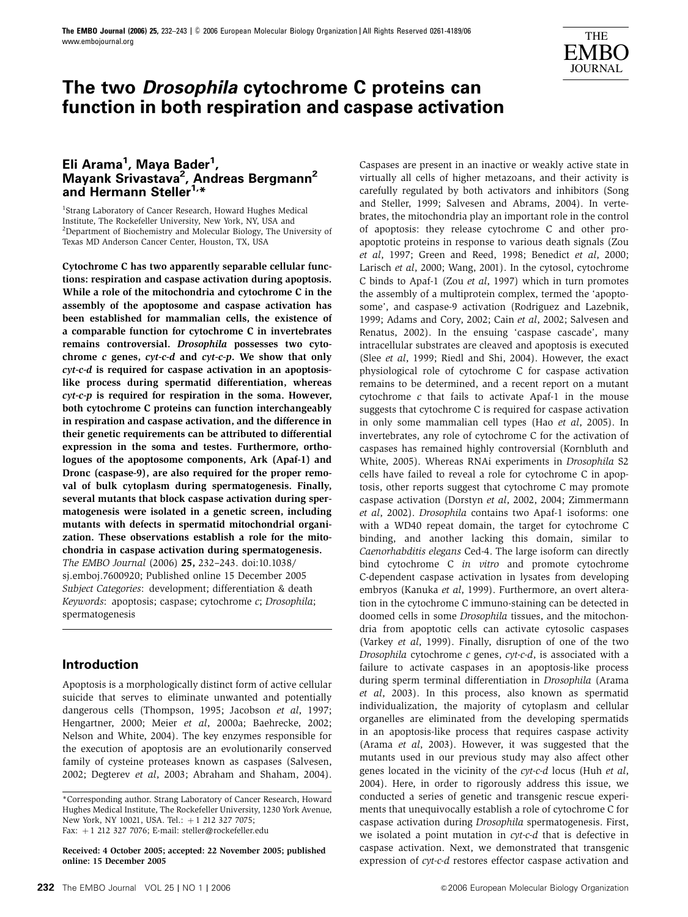# The two *Drosophila* cytochrome C proteins can function in both respiration and caspase activation

## Eli Arama[1], Maya Bader[1], Mayank Srivastava[2], Andreas Bergmann[2] and Hermann Steller[1,*]

[1]Strang Laboratory of Cancer Research, Howard Hughes Medical Institute, The Rockefeller University, New York, NY, USA and [2]Department of Biochemistry and Molecular Biology, The University of Texas MD Anderson Cancer Center, Houston, TX, USA

**Cytochrome C has two apparently separable cellular functions: respiration and caspase activation during apoptosis. While a role of the mitochondria and cytochrome C in the assembly of the apoptosome and caspase activation has been established for mammalian cells, the existence of a comparable function for cytochrome C in invertebrates remains controversial. *Drosophila* possesses two cytochrome *c* genes, *cyt-c-d* and *cyt-c-p*. We show that only *cyt-c-d* is required for caspase activation in an apoptosis-like process during spermatid differentiation, whereas *cyt-c-p* is required for respiration in the soma. However, both cytochrome C proteins can function interchangeably in respiration and caspase activation, and the difference in their genetic requirements can be attributed to differential expression in the soma and testes. Furthermore, orthologues of the apoptosome components, Ark (Apaf-1) and Dronc (caspase-9), are also required for the proper removal of bulk cytoplasm during spermatogenesis. Finally, several mutants that block caspase activation during spermatogenesis were isolated in a genetic screen, including mutants with defects in spermatid mitochondrial organization. These observations establish a role for the mitochondria in caspase activation during spermatogenesis.**

*The EMBO Journal* (2006) **25**, 232–243. doi:10.1038/sj.emboj.7600920; Published online 15 December 2005

*Subject Categories*: development; differentiation & death

*Keywords*: apoptosis; caspase; cytochrome *c*; *Drosophila*; spermatogenesis

## Introduction

Apoptosis is a morphologically distinct form of active cellular suicide that serves to eliminate unwanted and potentially dangerous cells (Thompson, 1995; Jacobson *et al*, 1997; Hengartner, 2000; Meier *et al*, 2000a; Baehrecke, 2002; Nelson and White, 2004). The key enzymes responsible for the execution of apoptosis are an evolutionarily conserved family of cysteine proteases known as caspases (Salvesen, 2002; Degterev *et al*, 2003; Abraham and Shaham, 2004). Caspases are present in an inactive or weakly active state in virtually all cells of higher metazoans, and their activity is carefully regulated by both activators and inhibitors (Song and Steller, 1999; Salvesen and Abrams, 2004). In vertebrates, the mitochondria play an important role in the control of apoptosis: they release cytochrome C and other proapoptotic proteins in response to various death signals (Zou *et al*, 1997; Green and Reed, 1998; Benedict *et al*, 2000; Larisch *et al*, 2000; Wang, 2001). In the cytosol, cytochrome C binds to Apaf-1 (Zou *et al*, 1997) which in turn promotes the assembly of a multiprotein complex, termed the 'apoptosome', and caspase-9 activation (Rodriguez and Lazebnik, 1999; Adams and Cory, 2002; Cain *et al*, 2002; Salvesen and Renatus, 2002). In the ensuing 'caspase cascade', many intracellular substrates are cleaved and apoptosis is executed (Slee *et al*, 1999; Riedl and Shi, 2004). However, the exact physiological role of cytochrome C for caspase activation remains to be determined, and a recent report on a mutant cytochrome *c* that fails to activate Apaf-1 in the mouse suggests that cytochrome C is required for caspase activation in only some mammalian cell types (Hao *et al*, 2005). In invertebrates, any role of cytochrome C for the activation of caspases has remained highly controversial (Kornbluth and White, 2005). Whereas RNAi experiments in *Drosophila* S2 cells have failed to reveal a role for cytochrome C in apoptosis, other reports suggest that cytochrome C may promote caspase activation (Dorstyn *et al*, 2002, 2004; Zimmermann *et al*, 2002). *Drosophila* contains two Apaf-1 isoforms: one with a WD40 repeat domain, the target for cytochrome C binding, and another lacking this domain, similar to *Caenorhabditis elegans* Ced-4. The large isoform can directly bind cytochrome C *in vitro* and promote cytochrome C-dependent caspase activation in lysates from developing embryos (Kanuka *et al*, 1999). Furthermore, an overt alteration in the cytochrome C immuno-staining can be detected in doomed cells in some *Drosophila* tissues, and the mitochondria from apoptotic cells can activate cytosolic caspases (Varkey *et al*, 1999). Finally, disruption of one of the two *Drosophila* cytochrome *c* genes, *cyt-c-d*, is associated with a failure to activate caspases in an apoptosis-like process during sperm terminal differentiation in *Drosophila* (Arama *et al*, 2003). In this process, also known as spermatid individualization, the majority of cytoplasm and cellular organelles are eliminated from the developing spermatids in an apoptosis-like process that requires caspase activity (Arama *et al*, 2003). However, it was suggested that the mutants used in our previous study may also affect other genes located in the vicinity of the *cyt-c-d* locus (Huh *et al*, 2004). Here, in order to rigorously address this issue, we conducted a series of genetic and transgenic rescue experiments that unequivocally establish a role of cytochrome C for caspase activation during *Drosophila* spermatogenesis. First, we isolated a point mutation in *cyt-c-d* that is defective in caspase activation. Next, we demonstrated that transgenic expression of *cyt-c-d* restores effector caspase activation and

*Corresponding author. Strang Laboratory of Cancer Research, Howard Hughes Medical Institute, The Rockefeller University, 1230 York Avenue, New York, NY 10021, USA. Tel.: +1 212 327 7075; Fax: +1 212 327 7076; E-mail: steller@rockefeller.edu

**Received: 4 October 2005; accepted: 22 November 2005; published online: 15 December 2005**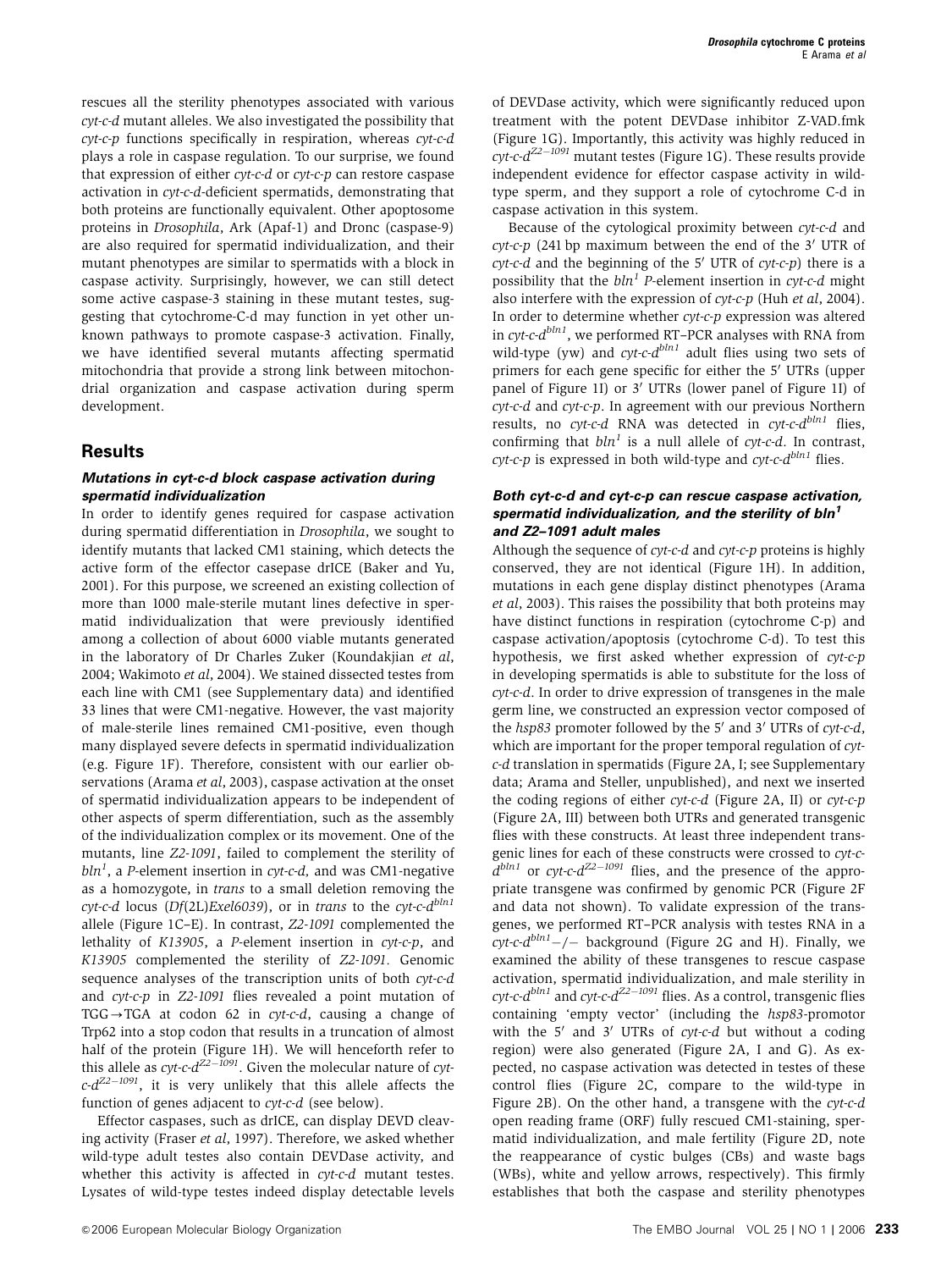rescues all the sterility phenotypes associated with various *cyt-c-d* mutant alleles. We also investigated the possibility that *cyt-c-p* functions specifically in respiration, whereas *cyt-c-d* plays a role in caspase regulation. To our surprise, we found that expression of either *cyt-c-d* or *cyt-c-p* can restore caspase activation in *cyt-c-d*-deficient spermatids, demonstrating that both proteins are functionally equivalent. Other apoptosome proteins in *Drosophila*, Ark (Apaf-1) and Dronc (caspase-9) are also required for spermatid individualization, and their mutant phenotypes are similar to spermatids with a block in caspase activity. Surprisingly, however, we can still detect some active caspase-3 staining in these mutant testes, suggesting that cytochrome-C-d may function in yet other unknown pathways to promote caspase-3 activation. Finally, we have identified several mutants affecting spermatid mitochondria that provide a strong link between mitochondrial organization and caspase activation during sperm development.

## Results

### *Mutations in cyt-c-d block caspase activation during spermatid individualization*

In order to identify genes required for caspase activation during spermatid differentiation in *Drosophila*, we sought to identify mutants that lacked CM1 staining, which detects the active form of the effector casepase drICE (Baker and Yu, 2001). For this purpose, we screened an existing collection of more than 1000 male-sterile mutant lines defective in spermatid individualization that were previously identified among a collection of about 6000 viable mutants generated in the laboratory of Dr Charles Zuker (Koundakjian *et al*, 2004; Wakimoto *et al*, 2004). We stained dissected testes from each line with CM1 (see Supplementary data) and identified 33 lines that were CM1-negative. However, the vast majority of male-sterile lines remained CM1-positive, even though many displayed severe defects in spermatid individualization (e.g. Figure 1F). Therefore, consistent with our earlier observations (Arama *et al*, 2003), caspase activation at the onset of spermatid individualization appears to be independent of other aspects of sperm differentiation, such as the assembly of the individualization complex or its movement. One of the mutants, line *Z2-1091*, failed to complement the sterility of $bln^1$, a *P*-element insertion in *cyt-c-d*, and was CM1-negative as a homozygote, in *trans* to a small deletion removing the *cyt-c-d* locus (*Df*(2L)*Exel6039*), or in *trans* to the *cyt-c-d*$^{bln1}$ allele (Figure 1C–E). In contrast, *Z2-1091* complemented the lethality of *K13905*, a *P*-element insertion in *cyt-c-p*, and *K13905* complemented the sterility of *Z2-1091*. Genomic sequence analyses of the transcription units of both *cyt-c-d* and *cyt-c-p* in *Z2-1091* flies revealed a point mutation of TGG→TGA at codon 62 in *cyt-c-d*, causing a change of Trp62 into a stop codon that results in a truncation of almost half of the protein (Figure 1H). We will henceforth refer to this allele as *cyt-c-d*$^{Z2-1091}$. Given the molecular nature of *cyt-c-d*$^{Z2-1091}$, it is very unlikely that this allele affects the function of genes adjacent to *cyt-c-d* (see below).

Effector caspases, such as drICE, can display DEVD cleaving activity (Fraser *et al*, 1997). Therefore, we asked whether wild-type adult testes also contain DEVDase activity, and whether this activity is affected in *cyt-c-d* mutant testes. Lysates of wild-type testes indeed display detectable levels of DEVDase activity, which were significantly reduced upon treatment with the potent DEVDase inhibitor Z-VAD.fmk (Figure 1G). Importantly, this activity was highly reduced in *cyt-c-d*$^{Z2-1091}$ mutant testes (Figure 1G). These results provide independent evidence for effector caspase activity in wild-type sperm, and they support a role of cytochrome C-d in caspase activation in this system.

Because of the cytological proximity between *cyt-c-d* and *cyt-c-p* (241 bp maximum between the end of the 3′ UTR of *cyt-c-d* and the beginning of the 5′ UTR of *cyt-c-p*) there is a possibility that the $bln^1$ *P*-element insertion in *cyt-c-d* might also interfere with the expression of *cyt-c-p* (Huh *et al*, 2004). In order to determine whether *cyt-c-p* expression was altered in *cyt-c-d*$^{bln1}$, we performed RT–PCR analyses with RNA from wild-type (yw) and *cyt-c-d*$^{bln1}$ adult flies using two sets of primers for each gene specific for either the 5′ UTRs (upper panel of Figure 1I) or 3′ UTRs (lower panel of Figure 1I) of *cyt-c-d* and *cyt-c-p*. In agreement with our previous Northern results, no *cyt-c-d* RNA was detected in *cyt-c-d*$^{bln1}$ flies, confirming that $bln^1$ is a null allele of *cyt-c-d*. In contrast, *cyt-c-p* is expressed in both wild-type and *cyt-c-d*$^{bln1}$ flies.

### *Both cyt-c-d and cyt-c-p can rescue caspase activation, spermatid individualization, and the sterility of $bln^1$ and Z2–1091 adult males*

Although the sequence of *cyt-c-d* and *cyt-c-p* proteins is highly conserved, they are not identical (Figure 1H). In addition, mutations in each gene display distinct phenotypes (Arama *et al*, 2003). This raises the possibility that both proteins may have distinct functions in respiration (cytochrome C-p) and caspase activation/apoptosis (cytochrome C-d). To test this hypothesis, we first asked whether expression of *cyt-c-p* in developing spermatids is able to substitute for the loss of *cyt-c-d*. In order to drive expression of transgenes in the male germ line, we constructed an expression vector composed of the *hsp83* promoter followed by the 5′ and 3′ UTRs of *cyt-c-d*, which are important for the proper temporal regulation of *cyt-c-d* translation in spermatids (Figure 2A, I; see Supplementary data; Arama and Steller, unpublished), and next we inserted the coding regions of either *cyt-c-d* (Figure 2A, II) or *cyt-c-p* (Figure 2A, III) between both UTRs and generated transgenic flies with these constructs. At least three independent transgenic lines for each of these constructs were crossed to *cyt-c-d*$^{bln1}$ or *cyt-c-d*$^{Z2-1091}$ flies, and the presence of the appropriate transgene was confirmed by genomic PCR (Figure 2F and data not shown). To validate expression of the transgenes, we performed RT–PCR analysis with testes RNA in a *cyt-c-d*$^{bln1}$−/− background (Figure 2G and H). Finally, we examined the ability of these transgenes to rescue caspase activation, spermatid individualization, and male sterility in *cyt-c-d*$^{bln1}$ and *cyt-c-d*$^{Z2-1091}$ flies. As a control, transgenic flies containing 'empty vector' (including the *hsp83*-promotor with the 5′ and 3′ UTRs of *cyt-c-d* but without a coding region) were also generated (Figure 2A, I and G). As expected, no caspase activation was detected in testes of these control flies (Figure 2C, compare to the wild-type in Figure 2B). On the other hand, a transgene with the *cyt-c-d* open reading frame (ORF) fully rescued CM1-staining, spermatid individualization, and male fertility (Figure 2D, note the reappearance of cystic bulges (CBs) and waste bags (WBs), white and yellow arrows, respectively). This firmly establishes that both the caspase and sterility phenotypes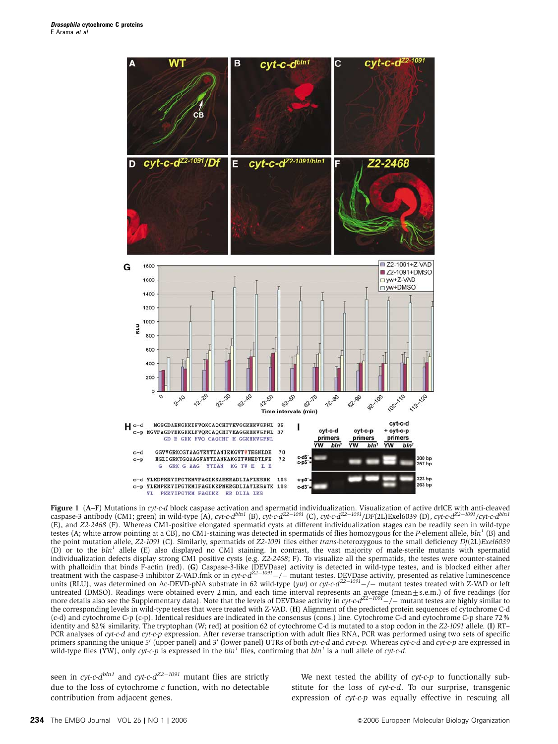**Figure 1** (**A–F**) Mutations in *cyt-c-d* block caspase activation and spermatid individualization. Visualization of active drICE with anti-cleaved caspase-3 antibody (CM1; green) in wild-type (A), *cyt-c-d$^{bln1}$* (B), *cyt-c-d$^{Z2-1091}$* (C), *cyt-c-d$^{Z2-1091}$/DF*(2L)Exel6039 (D), *cyt-c-d$^{Z2-1091}$/cyt-c-d$^{bln1}$* (E), and *Z2-2468* (F). Whereas CM1-positive elongated spermatid cysts at different individualization stages can be readily seen in wild-type testes (A; white arrow pointing at a CB), no CM1-staining was detected in spermatids of flies homozygous for the *P*-element allele, *bln$^1$* (B) and the point mutation allele, *Z2-1091* (C). Similarly, spermatids of *Z2-1091* flies either *trans*-heterozygous to the small deficiency *Df*(2L)*Exel6039* (D) or to the *bln$^1$* allele (E) also displayed no CM1 staining. In contrast, the vast majority of male-sterile mutants with spermatid individualization defects display strong CM1 positive cysts (e.g. *Z2-2468*; F). To visualize all the spermatids, the testes were counter-stained with phalloidin that binds F-actin (red). (**G**) Caspase-3-like (DEVDase) activity is detected in wild-type testes, and is blocked either after treatment with the caspase-3 inhibitor Z-VAD.fmk or in *cyt-c-d$^{Z2-1091}$*−/− mutant testes. DEVDase activity, presented as relative luminescence units (RLU), was determined on Ac-DEVD-pNA substrate in 62 wild-type (*yw*) or *cyt-c-d$^{Z2-1091}$*−/− mutant testes treated with Z-VAD or left untreated (DMSO). Readings were obtained every 2 min, and each time interval represents an average (mean±s.e.m.) of five readings (for more details also see the Supplementary data). Note that the levels of DEVDase activity in *cyt-c-d$^{Z2-1091}$*−/− mutant testes are highly similar to the corresponding levels in wild-type testes that were treated with Z-VAD. (**H**) Alignment of the predicted protein sequences of cytochrome C-d (c-d) and cytochrome C-p (c-p). Identical residues are indicated in the consensus (cons.) line. Cytochrome C-d and cytochrome C-p share 72% identity and 82% similarity. The tryptophan (W; red) at position 62 of cytochrome C-d is mutated to a stop codon in the *Z2-1091* allele. (**I**) RT–PCR analyses of *cyt-c-d* and *cyt-c-p* expression. After reverse transcription with adult flies RNA, PCR was performed using two sets of specific primers spanning the unique 5′ (upper panel) and 3′ (lower panel) UTRs of both *cyt-c-d* and *cyt-c-p*. Whereas *cyt-c-d* and *cyt-c-p* are expressed in wild-type flies (YW), only *cyt-c-p* is expressed in the *bln$^1$* flies, confirming that *bln$^1$* is a null allele of *cyt-c-d*.

seen in *cyt-c-d$^{bln1}$* and *cyt-c-d$^{Z2-1091}$* mutant flies are strictly due to the loss of cytochrome *c* function, with no detectable contribution from adjacent genes.

We next tested the ability of *cyt-c-p* to functionally substitute for the loss of *cyt-c-d*. To our surprise, transgenic expression of *cyt-c-p* was equally effective in rescuing all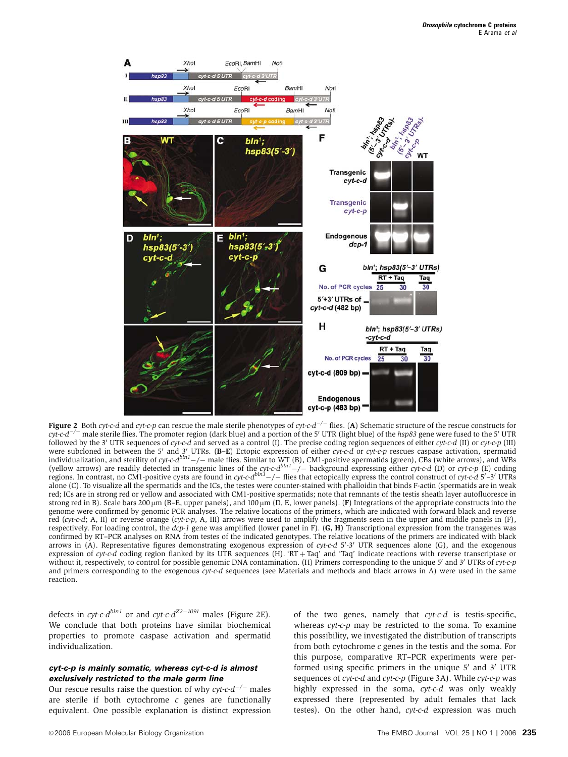**Figure 2** Both *cyt-c-d* and *cyt-c-p* can rescue the male sterile phenotypes of *cyt-c-d*$^{-/-}$ flies. (**A**) Schematic structure of the rescue constructs for *cyt-c-d*$^{-/-}$ male sterile flies. The promoter region (dark blue) and a portion of the 5′ UTR (light blue) of the *hsp83* gene were fused to the 5′ UTR followed by the 3′ UTR sequences of *cyt-c-d* and served as a control (I). The precise coding region sequences of either *cyt-c-d* (II) or *cyt-c-p* (III) were subcloned in between the 5′ and 3′ UTRs. (**B–E**) Ectopic expression of either *cyt-c-d* or *cyt-c-p* rescues caspase activation, spermatid individualization, and sterility of *cyt-c-d*$^{bln1}$−/− male flies. Similar to WT (B), CM1-positive spermatids (green), CBs (white arrows), and WBs (yellow arrows) are readily detected in transgenic lines of the *cyt-c-d*$^{bln1}$−/− background expressing either *cyt-c-d* (D) or *cyt-c-p* (E) coding regions. In contrast, no CM1-positive cysts are found in *cyt-c-d*$^{bln1}$−/− flies that ectopically express the control construct of *cyt-c-d* 5′–3′ UTRs alone (C). To visualize all the spermatids and the ICs, the testes were counter-stained with phalloidin that binds F-actin (spermatids are in weak red; ICs are in strong red or yellow and associated with CM1-positive spermatids; note that remnants of the testis sheath layer autofluoresce in strong red in B). Scale bars 200 μm (B–E, upper panels), and 100 μm (D, E, lower panels). (**F**) Integrations of the appropriate constructs into the genome were confirmed by genomic PCR analyses. The relative locations of the primers, which are indicated with forward black and reverse red (*cyt-c-d*; A, II) or reverse orange (*cyt-c-p*, A, III) arrows were used to amplify the fragments seen in the upper and middle panels in (F), respectively. For loading control, the *dcp-1* gene was amplified (lower panel in F). (**G, H**) Transcriptional expression from the transgenes was confirmed by RT–PCR analyses on RNA from testes of the indicated genotypes. The relative locations of the primers are indicated with black arrows in (A). Representative figures demonstrating exogenous expression of *cyt-c-d* 5′-3′ UTR sequences alone (G), and the exogenous expression of *cyt-c-d* coding region flanked by its UTR sequences (H). 'RT + Taq' and 'Taq' indicate reactions with reverse transcriptase or without it, respectively, to control for possible genomic DNA contamination. (H) Primers corresponding to the unique 5′ and 3′ UTRs of *cyt-c-p* and primers corresponding to the exogenous *cyt-c-d* sequences (see Materials and methods and black arrows in A) were used in the same reaction.

defects in *cyt-c-d*$^{bln1}$ or and *cyt-c-d*$^{Z2-1091}$ males (Figure 2E). We conclude that both proteins have similar biochemical properties to promote caspase activation and spermatid individualization.

### *cyt-c-p* is mainly somatic, whereas *cyt-c-d* is almost exclusively restricted to the male germ line

Our rescue results raise the question of why *cyt-c-d*$^{-/-}$ males are sterile if both cytochrome *c* genes are functionally equivalent. One possible explanation is distinct expression of the two genes, namely that *cyt-c-d* is testis-specific, whereas *cyt-c-p* may be restricted to the soma. To examine this possibility, we investigated the distribution of transcripts from both cytochrome *c* genes in the testis and the soma. For this purpose, comparative RT–PCR experiments were performed using specific primers in the unique 5′ and 3′ UTR sequences of *cyt-c-d* and *cyt-c-p* (Figure 3A). While *cyt-c-p* was highly expressed in the soma, *cyt-c-d* was only weakly expressed there (represented by adult females that lack testes). On the other hand, *cyt-c-d* expression was much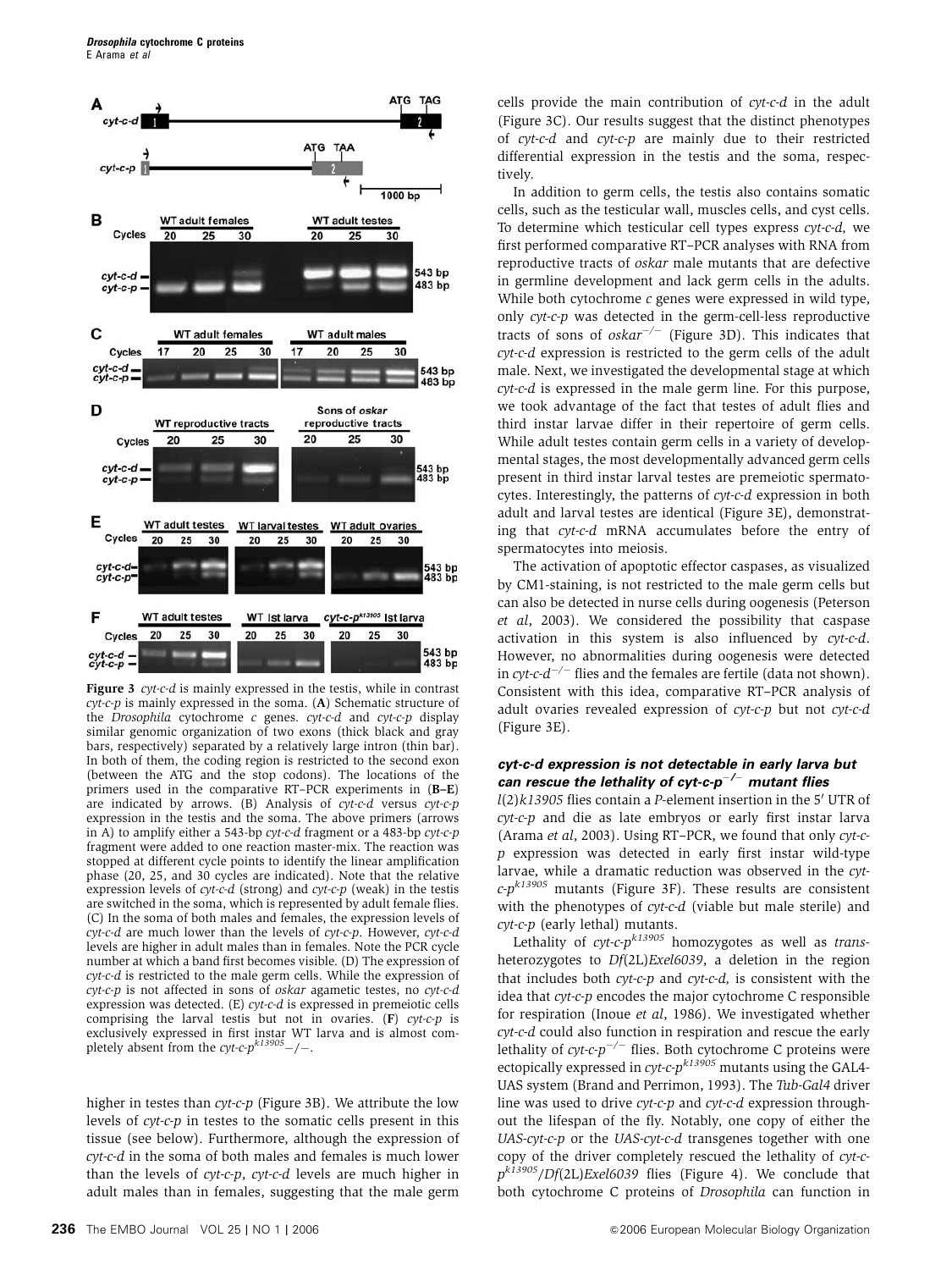**Figure 3** *cyt-c-d* is mainly expressed in the testis, while in contrast *cyt-c-p* is mainly expressed in the soma. (**A**) Schematic structure of the *Drosophila* cytochrome *c* genes. *cyt-c-d* and *cyt-c-p* display similar genomic organization of two exons (thick black and gray bars, respectively) separated by a relatively large intron (thin bar). In both of them, the coding region is restricted to the second exon (between the ATG and the stop codons). The locations of the primers used in the comparative RT–PCR experiments in (**B–E**) are indicated by arrows. (B) Analysis of *cyt-c-d* versus *cyt-c-p* expression in the testis and the soma. The above primers (arrows in A) to amplify either a 543-bp *cyt-c-d* fragment or a 483-bp *cyt-c-p* fragment were added to one reaction master-mix. The reaction was stopped at different cycle points to identify the linear amplification phase (20, 25, and 30 cycles are indicated). Note that the relative expression levels of *cyt-c-d* (strong) and *cyt-c-p* (weak) in the testis are switched in the soma, which is represented by adult female flies. (C) In the soma of both males and females, the expression levels of *cyt-c-d* are much lower than the levels of *cyt-c-p*. However, *cyt-c-d* levels are higher in adult males than in females. Note the PCR cycle number at which a band first becomes visible. (D) The expression of *cyt-c-d* is restricted to the male germ cells. While the expression of *cyt-c-p* is not affected in sons of *oskar* agametic testes, no *cyt-c-d* expression was detected. (E) *cyt-c-d* is expressed in premeiotic cells comprising the larval testis but not in ovaries. (**F**) *cyt-c-p* is exclusively expressed in first instar WT larva and is almost completely absent from the *cyt-c-p*$^{k13905}$−/−.

higher in testes than *cyt-c-p* (Figure 3B). We attribute the low levels of *cyt-c-p* in testes to the somatic cells present in this tissue (see below). Furthermore, although the expression of *cyt-c-d* in the soma of both males and females is much lower than the levels of *cyt-c-p*, *cyt-c-d* levels are much higher in adult males than in females, suggesting that the male germ cells provide the main contribution of *cyt-c-d* in the adult (Figure 3C). Our results suggest that the distinct phenotypes of *cyt-c-d* and *cyt-c-p* are mainly due to their restricted differential expression in the testis and the soma, respectively.

In addition to germ cells, the testis also contains somatic cells, such as the testicular wall, muscles cells, and cyst cells. To determine which testicular cell types express *cyt-c-d*, we first performed comparative RT–PCR analyses with RNA from reproductive tracts of *oskar* male mutants that are defective in germline development and lack germ cells in the adults. While both cytochrome *c* genes were expressed in wild type, only *cyt-c-p* was detected in the germ-cell-less reproductive tracts of sons of *oskar*$^{-/-}$ (Figure 3D). This indicates that *cyt-c-d* expression is restricted to the germ cells of the adult male. Next, we investigated the developmental stage at which *cyt-c-d* is expressed in the male germ line. For this purpose, we took advantage of the fact that testes of adult flies and third instar larvae differ in their repertoire of germ cells. While adult testes contain germ cells in a variety of developmental stages, the most developmentally advanced germ cells present in third instar larval testes are premeiotic spermatocytes. Interestingly, the patterns of *cyt-c-d* expression in both adult and larval testes are identical (Figure 3E), demonstrating that *cyt-c-d* mRNA accumulates before the entry of spermatocytes into meiosis.

The activation of apoptotic effector caspases, as visualized by CM1-staining, is not restricted to the male germ cells but can also be detected in nurse cells during oogenesis (Peterson *et al*, 2003). We considered the possibility that caspase activation in this system is also influenced by *cyt-c-d*. However, no abnormalities during oogenesis were detected in *cyt-c-d*$^{-/-}$ flies and the females are fertile (data not shown). Consistent with this idea, comparative RT–PCR analysis of adult ovaries revealed expression of *cyt-c-p* but not *cyt-c-d* (Figure 3E).

### *cyt-c-d* expression is not detectable in early larva but can rescue the lethality of *cyt-c-p*$^{-/-}$ mutant flies

*l(2)k13905* flies contain a *P*-element insertion in the 5′ UTR of *cyt-c-p* and die as late embryos or early first instar larva (Arama *et al*, 2003). Using RT–PCR, we found that only *cyt-c-p* expression was detected in early first instar wild-type larvae, while a dramatic reduction was observed in the *cyt-c-p*$^{k13905}$ mutants (Figure 3F). These results are consistent with the phenotypes of *cyt-c-d* (viable but male sterile) and *cyt-c-p* (early lethal) mutants.

Lethality of *cyt-c-p*$^{k13905}$ homozygotes as well as *trans*-heterozygotes to *Df*(2L)*Exel6039*, a deletion in the region that includes both *cyt-c-p* and *cyt-c-d*, is consistent with the idea that *cyt-c-p* encodes the major cytochrome C responsible for respiration (Inoue *et al*, 1986). We investigated whether *cyt-c-d* could also function in respiration and rescue the early lethality of *cyt-c-p*$^{-/-}$ flies. Both cytochrome C proteins were ectopically expressed in *cyt-c-p*$^{k13905}$ mutants using the GAL4-UAS system (Brand and Perrimon, 1993). The *Tub-Gal4* driver line was used to drive *cyt-c-p* and *cyt-c-d* expression throughout the lifespan of the fly. Notably, one copy of either the *UAS-cyt-c-p* or the *UAS-cyt-c-d* transgenes together with one copy of the driver completely rescued the lethality of *cyt-c-p*$^{k13905}$/*Df*(2L)*Exel6039* flies (Figure 4). We conclude that both cytochrome C proteins of *Drosophila* can function in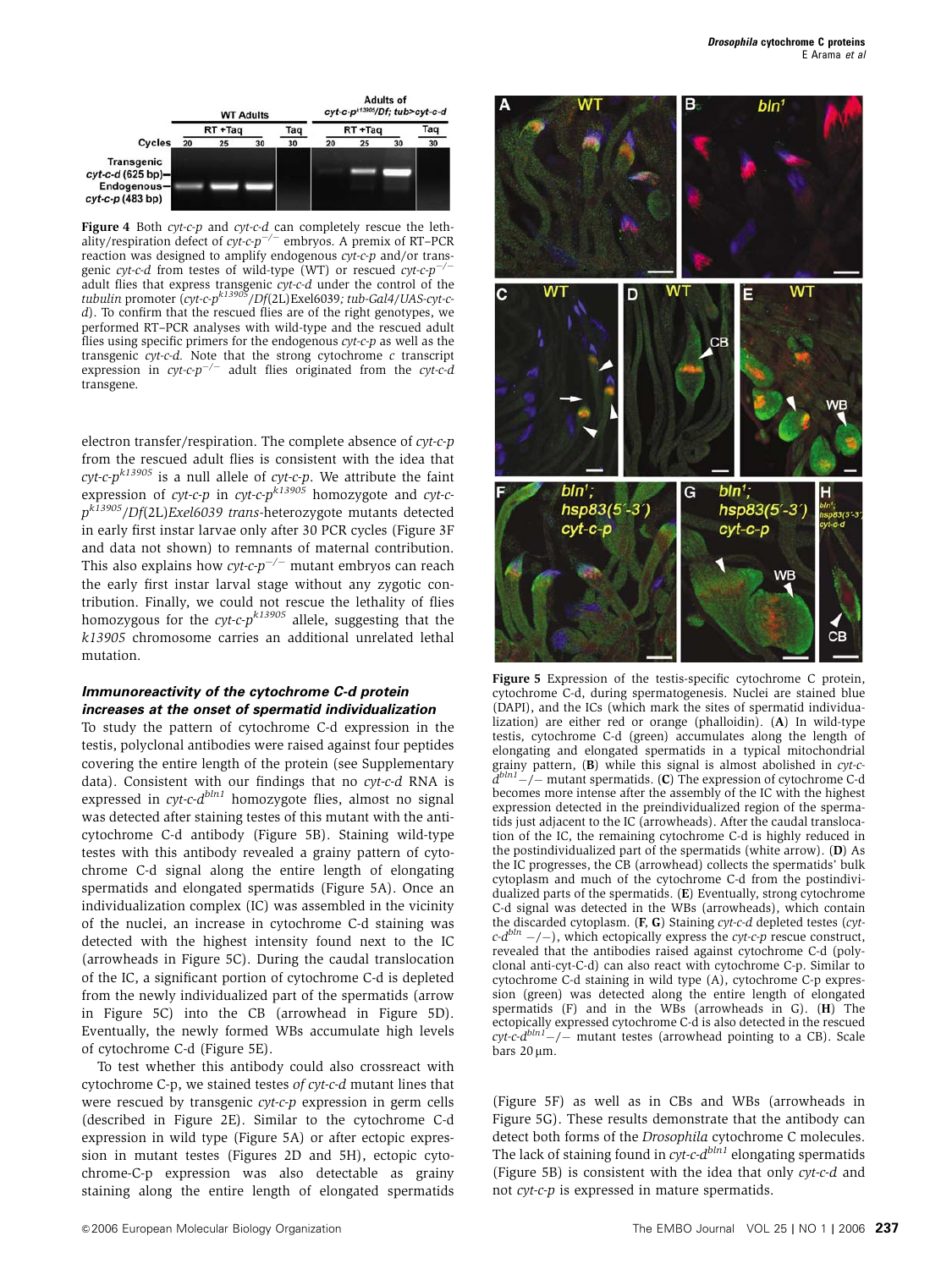**Figure 4** Both *cyt-c-p* and *cyt-c-d* can completely rescue the lethality/respiration defect of *cyt-c-p*$^{-/-}$ embryos. A premix of RT–PCR reaction was designed to amplify endogenous *cyt-c-p* and/or transgenic *cyt-c-d* from testes of wild-type (WT) or rescued *cyt-c-p*$^{-/-}$ adult flies that express transgenic *cyt-c-d* under the control of the *tubulin* promoter (*cyt-c-p*$^{k13905}$/*Df*(2L)Exel6039; *tub-Gal4*/*UAS-cyt-c-d*). To confirm that the rescued flies are of the right genotypes, we performed RT–PCR analyses with wild-type and the rescued adult flies using specific primers for the endogenous *cyt-c-p* as well as the transgenic *cyt-c-d*. Note that the strong cytochrome *c* transcript expression in *cyt-c-p*$^{-/-}$ adult flies originated from the *cyt-c-d* transgene.

electron transfer/respiration. The complete absence of *cyt-c-p* from the rescued adult flies is consistent with the idea that *cyt-c-p*$^{k13905}$ is a null allele of *cyt-c-p*. We attribute the faint expression of *cyt-c-p* in *cyt-c-p*$^{k13905}$ homozygote and *cyt-c-p*$^{k13905}$/*Df*(2L)*Exel6039 trans*-heterozygote mutants detected in early first instar larvae only after 30 PCR cycles (Figure 3F and data not shown) to remnants of maternal contribution. This also explains how *cyt-c-p*$^{-/-}$ mutant embryos can reach the early first instar larval stage without any zygotic contribution. Finally, we could not rescue the lethality of flies homozygous for the *cyt-c-p*$^{k13905}$ allele, suggesting that the *k13905* chromosome carries an additional unrelated lethal mutation.

### Immunoreactivity of the cytochrome C-d protein increases at the onset of spermatid individualization

To study the pattern of cytochrome C-d expression in the testis, polyclonal antibodies were raised against four peptides covering the entire length of the protein (see Supplementary data). Consistent with our findings that no *cyt-c-d* RNA is expressed in *cyt-c-d*$^{bln1}$ homozygote flies, almost no signal was detected after staining testes of this mutant with the anti-cytochrome C-d antibody (Figure 5B). Staining wild-type testes with this antibody revealed a grainy pattern of cytochrome C-d signal along the entire length of elongating spermatids and elongated spermatids (Figure 5A). Once an individualization complex (IC) was assembled in the vicinity of the nuclei, an increase in cytochrome C-d staining was detected with the highest intensity found next to the IC (arrowheads in Figure 5C). During the caudal translocation of the IC, a significant portion of cytochrome C-d is depleted from the newly individualized part of the spermatids (arrow in Figure 5C) into the CB (arrowhead in Figure 5D). Eventually, the newly formed WBs accumulate high levels of cytochrome C-d (Figure 5E).

To test whether this antibody could also crossreact with cytochrome C-p, we stained testes *of cyt-c-d* mutant lines that were rescued by transgenic *cyt-c-p* expression in germ cells (described in Figure 2E). Similar to the cytochrome C-d expression in wild type (Figure 5A) or after ectopic expression in mutant testes (Figures 2D and 5H), ectopic cytochrome-C-p expression was also detectable as grainy staining along the entire length of elongated spermatids

**Figure 5** Expression of the testis-specific cytochrome C protein, cytochrome C-d, during spermatogenesis. Nuclei are stained blue (DAPI), and the ICs (which mark the sites of spermatid individualization) are either red or orange (phalloidin). (**A**) In wild-type testis, cytochrome C-d (green) accumulates along the length of elongating and elongated spermatids in a typical mitochondrial grainy pattern, (**B**) while this signal is almost abolished in *cyt-c-d*$^{bln1}$ −/− mutant spermatids. (**C**) The expression of cytochrome C-d becomes more intense after the assembly of the IC with the highest expression detected in the preindividualized region of the spermatids just adjacent to the IC (arrowheads). After the caudal translocation of the IC, the remaining cytochrome C-d is highly reduced in the postindividualized part of the spermatids (white arrow). (**D**) As the IC progresses, the CB (arrowhead) collects the spermatids' bulk cytoplasm and much of the cytochrome C-d from the postindividualized parts of the spermatids. (**E**) Eventually, strong cytochrome C-d signal was detected in the WBs (arrowheads), which contain the discarded cytoplasm. (**F**, **G**) Staining *cyt-c-d* depleted testes (*cyt-c-d*$^{bln}$ −/−), which ectopically express the *cyt-c-p* rescue construct, revealed that the antibodies raised against cytochrome C-d (polyclonal anti-cyt-C-d) can also react with cytochrome C-p. Similar to cytochrome C-d staining in wild type (A), cytochrome C-p expression (green) was detected along the entire length of elongated spermatids (F) and in the WBs (arrowheads in G). (**H**) The ectopically expressed cytochrome C-d is also detected in the rescued *cyt-c-d*$^{bln1}$−/− mutant testes (arrowhead pointing to a CB). Scale bars 20 μm.

(Figure 5F) as well as in CBs and WBs (arrowheads in Figure 5G). These results demonstrate that the antibody can detect both forms of the *Drosophila* cytochrome C molecules. The lack of staining found in *cyt-c-d*$^{bln1}$ elongating spermatids (Figure 5B) is consistent with the idea that only *cyt-c-d* and not *cyt-c-p* is expressed in mature spermatids.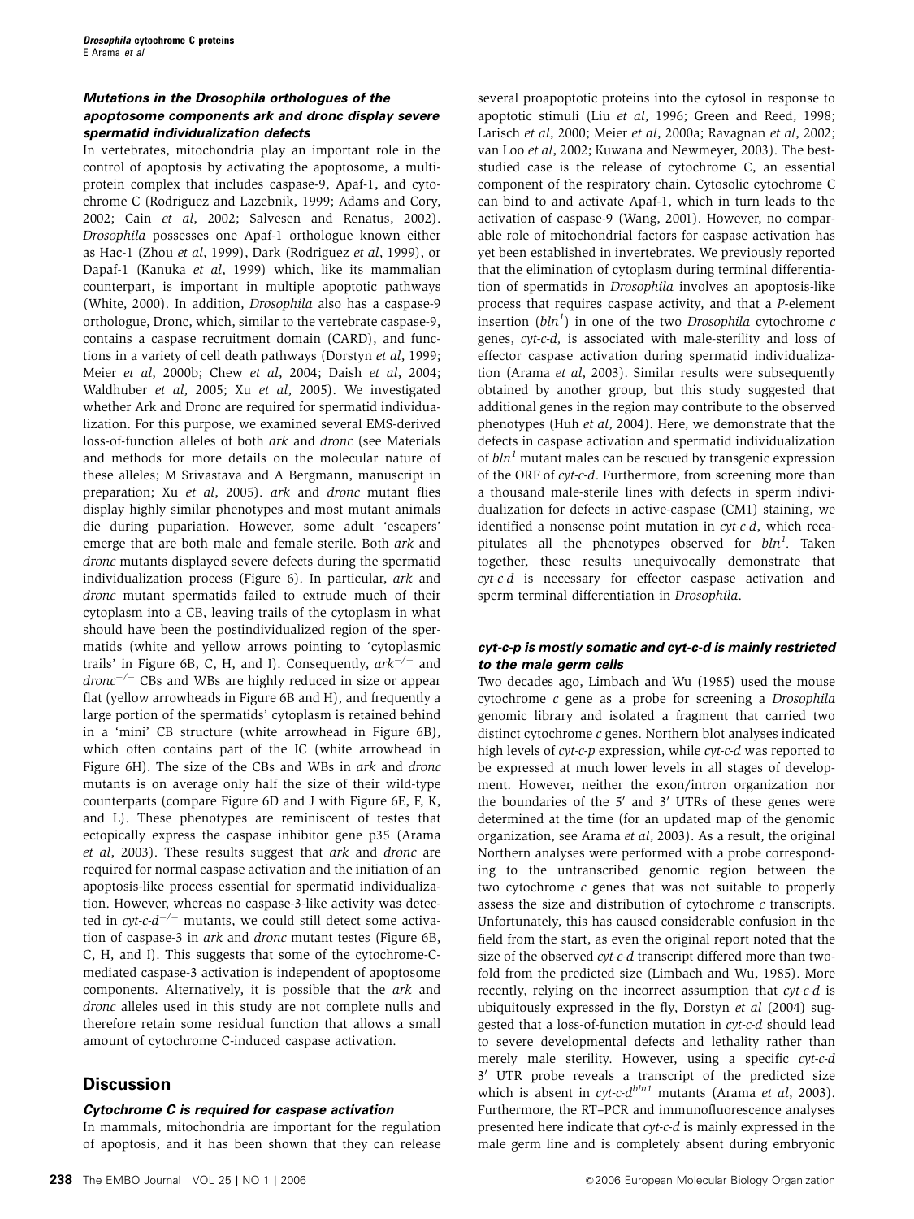### *Mutations in the Drosophila orthologues of the apoptosome components ark and dronc display severe spermatid individualization defects*

In vertebrates, mitochondria play an important role in the control of apoptosis by activating the apoptosome, a multiprotein complex that includes caspase-9, Apaf-1, and cytochrome C (Rodriguez and Lazebnik, 1999; Adams and Cory, 2002; Cain *et al*, 2002; Salvesen and Renatus, 2002). *Drosophila* possesses one Apaf-1 orthologue known either as Hac-1 (Zhou *et al*, 1999), Dark (Rodriguez *et al*, 1999), or Dapaf-1 (Kanuka *et al*, 1999) which, like its mammalian counterpart, is important in multiple apoptotic pathways (White, 2000). In addition, *Drosophila* also has a caspase-9 orthologue, Dronc, which, similar to the vertebrate caspase-9, contains a caspase recruitment domain (CARD), and functions in a variety of cell death pathways (Dorstyn *et al*, 1999; Meier *et al*, 2000b; Chew *et al*, 2004; Daish *et al*, 2004; Waldhuber *et al*, 2005; Xu *et al*, 2005). We investigated whether Ark and Dronc are required for spermatid individualization. For this purpose, we examined several EMS-derived loss-of-function alleles of both *ark* and *dronc* (see Materials and methods for more details on the molecular nature of these alleles; M Srivastava and A Bergmann, manuscript in preparation; Xu *et al*, 2005). *ark* and *dronc* mutant flies display highly similar phenotypes and most mutant animals die during pupariation. However, some adult 'escapers' emerge that are both male and female sterile. Both *ark* and *dronc* mutants displayed severe defects during the spermatid individualization process (Figure 6). In particular, *ark* and *dronc* mutant spermatids failed to extrude much of their cytoplasm into a CB, leaving trails of the cytoplasm in what should have been the postindividualized region of the spermatids (white and yellow arrows pointing to 'cytoplasmic trails' in Figure 6B, C, H, and I). Consequently, $ark^{-/-}$ and $dronc^{-/-}$ CBs and WBs are highly reduced in size or appear flat (yellow arrowheads in Figure 6B and H), and frequently a large portion of the spermatids' cytoplasm is retained behind in a 'mini' CB structure (white arrowhead in Figure 6B), which often contains part of the IC (white arrowhead in Figure 6H). The size of the CBs and WBs in *ark* and *dronc* mutants is on average only half the size of their wild-type counterparts (compare Figure 6D and J with Figure 6E, F, K, and L). These phenotypes are reminiscent of testes that ectopically express the caspase inhibitor gene p35 (Arama *et al*, 2003). These results suggest that *ark* and *dronc* are required for normal caspase activation and the initiation of an apoptosis-like process essential for spermatid individualization. However, whereas no caspase-3-like activity was detected in $cyt\text{-}c\text{-}d^{-/-}$ mutants, we could still detect some activation of caspase-3 in *ark* and *dronc* mutant testes (Figure 6B, C, H, and I). This suggests that some of the cytochrome-C-mediated caspase-3 activation is independent of apoptosome components. Alternatively, it is possible that the *ark* and *dronc* alleles used in this study are not complete nulls and therefore retain some residual function that allows a small amount of cytochrome C-induced caspase activation.

## Discussion

### *Cytochrome C is required for caspase activation*

In mammals, mitochondria are important for the regulation of apoptosis, and it has been shown that they can release several proapoptotic proteins into the cytosol in response to apoptotic stimuli (Liu *et al*, 1996; Green and Reed, 1998; Larisch *et al*, 2000; Meier *et al*, 2000a; Ravagnan *et al*, 2002; van Loo *et al*, 2002; Kuwana and Newmeyer, 2003). The best-studied case is the release of cytochrome C, an essential component of the respiratory chain. Cytosolic cytochrome C can bind to and activate Apaf-1, which in turn leads to the activation of caspase-9 (Wang, 2001). However, no comparable role of mitochondrial factors for caspase activation has yet been established in invertebrates. We previously reported that the elimination of cytoplasm during terminal differentiation of spermatids in *Drosophila* involves an apoptosis-like process that requires caspase activity, and that a *P*-element insertion ($bln^1$) in one of the two *Drosophila* cytochrome *c* genes, *cyt-c-d,* is associated with male-sterility and loss of effector caspase activation during spermatid individualization (Arama *et al*, 2003). Similar results were subsequently obtained by another group, but this study suggested that additional genes in the region may contribute to the observed phenotypes (Huh *et al*, 2004). Here, we demonstrate that the defects in caspase activation and spermatid individualization of $bln^1$ mutant males can be rescued by transgenic expression of the ORF of *cyt-c-d*. Furthermore, from screening more than a thousand male-sterile lines with defects in sperm individualization for defects in active-caspase (CM1) staining, we identified a nonsense point mutation in *cyt-c-d*, which recapitulates all the phenotypes observed for $bln^1$. Taken together, these results unequivocally demonstrate that *cyt-c-d* is necessary for effector caspase activation and sperm terminal differentiation in *Drosophila*.

### *cyt-c-p is mostly somatic and cyt-c-d is mainly restricted to the male germ cells*

Two decades ago, Limbach and Wu (1985) used the mouse cytochrome *c* gene as a probe for screening a *Drosophila* genomic library and isolated a fragment that carried two distinct cytochrome *c* genes. Northern blot analyses indicated high levels of *cyt-c-p* expression, while *cyt-c-d* was reported to be expressed at much lower levels in all stages of development. However, neither the exon/intron organization nor the boundaries of the 5′ and 3′ UTRs of these genes were determined at the time (for an updated map of the genomic organization, see Arama *et al*, 2003). As a result, the original Northern analyses were performed with a probe corresponding to the untranscribed genomic region between the two cytochrome *c* genes that was not suitable to properly assess the size and distribution of cytochrome *c* transcripts. Unfortunately, this has caused considerable confusion in the field from the start, as even the original report noted that the size of the observed *cyt-c-d* transcript differed more than twofold from the predicted size (Limbach and Wu, 1985). More recently, relying on the incorrect assumption that *cyt-c-d* is ubiquitously expressed in the fly, Dorstyn *et al* (2004) suggested that a loss-of-function mutation in *cyt-c-d* should lead to severe developmental defects and lethality rather than merely male sterility. However, using a specific *cyt-c-d* 3′ UTR probe reveals a transcript of the predicted size which is absent in $cyt\text{-}c\text{-}d^{bln1}$ mutants (Arama *et al*, 2003). Furthermore, the RT–PCR and immunofluorescence analyses presented here indicate that *cyt-c-d* is mainly expressed in the male germ line and is completely absent during embryonic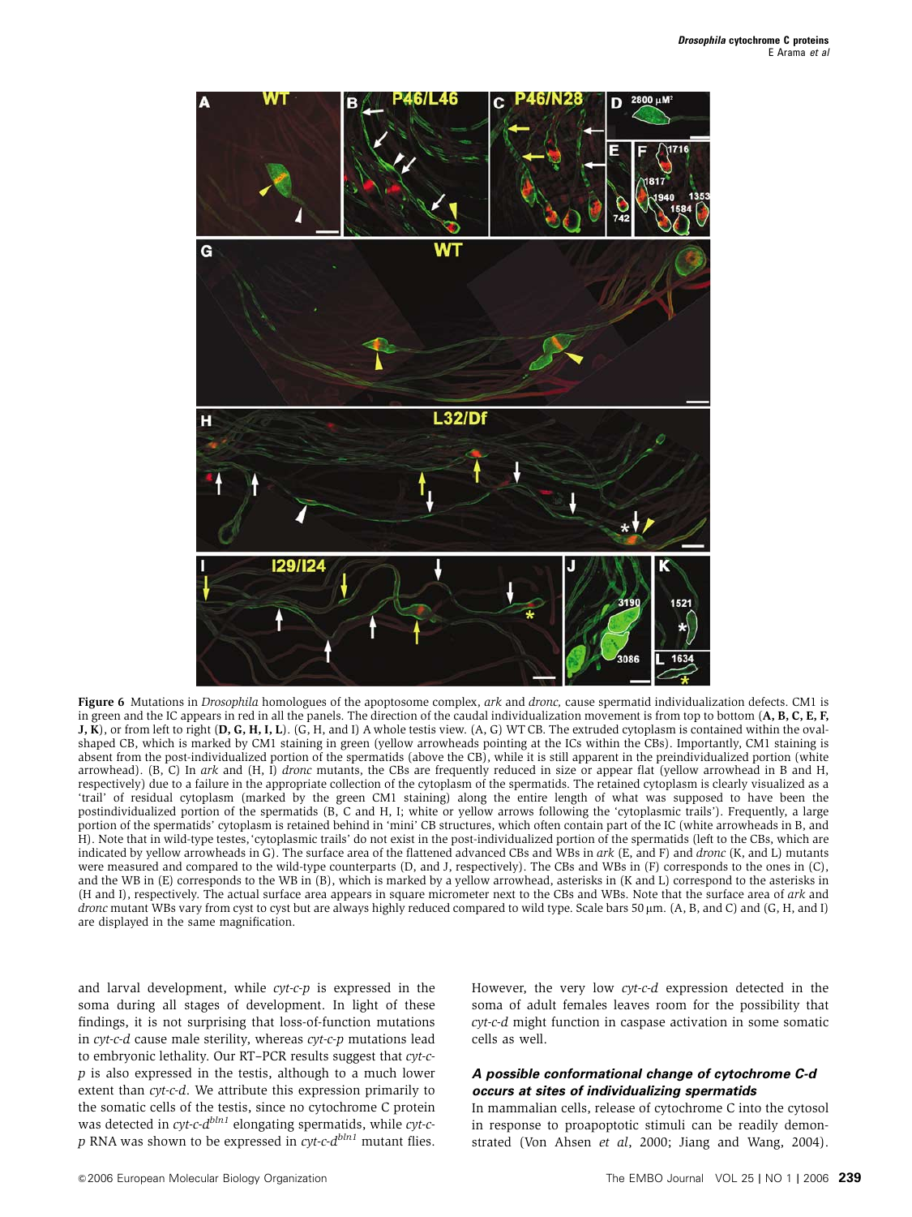**Figure 6** Mutations in *Drosophila* homologues of the apoptosome complex, *ark* and *dronc*, cause spermatid individualization defects. CM1 is in green and the IC appears in red in all the panels. The direction of the caudal individualization movement is from top to bottom (**A, B, C, E, F, J, K**), or from left to right (**D, G, H, I, L**). (G, H, and I) A whole testis view. (A, G) WT CB. The extruded cytoplasm is contained within the oval-shaped CB, which is marked by CM1 staining in green (yellow arrowheads pointing at the ICs within the CBs). Importantly, CM1 staining is absent from the post-individualized portion of the spermatids (above the CB), while it is still apparent in the preindividualized portion (white arrowhead). (B, C) In *ark* and (H, I) *dronc* mutants, the CBs are frequently reduced in size or appear flat (yellow arrowhead in B and H, respectively) due to a failure in the appropriate collection of the cytoplasm of the spermatids. The retained cytoplasm is clearly visualized as a 'trail' of residual cytoplasm (marked by the green CM1 staining) along the entire length of what was supposed to have been the postindividualized portion of the spermatids (B, C and H, I; white or yellow arrows following the 'cytoplasmic trails'). Frequently, a large portion of the spermatids' cytoplasm is retained behind in 'mini' CB structures, which often contain part of the IC (white arrowheads in B, and H). Note that in wild-type testes, 'cytoplasmic trails' do not exist in the post-individualized portion of the spermatids (left to the CBs, which are indicated by yellow arrowheads in G). The surface area of the flattened advanced CBs and WBs in *ark* (E, and F) and *dronc* (K, and L) mutants were measured and compared to the wild-type counterparts (D, and J, respectively). The CBs and WBs in (F) corresponds to the ones in (C), and the WB in (E) corresponds to the WB in (B), which is marked by a yellow arrowhead, asterisks in (K and L) correspond to the asterisks in (H and I), respectively. The actual surface area appears in square micrometer next to the CBs and WBs. Note that the surface area of *ark* and *dronc* mutant WBs vary from cyst to cyst but are always highly reduced compared to wild type. Scale bars 50 μm. (A, B, and C) and (G, H, and I) are displayed in the same magnification.

and larval development, while *cyt-c-p* is expressed in the soma during all stages of development. In light of these findings, it is not surprising that loss-of-function mutations in *cyt-c-d* cause male sterility, whereas *cyt-c-p* mutations lead to embryonic lethality. Our RT–PCR results suggest that *cyt-c-p* is also expressed in the testis, although to a much lower extent than *cyt-c-d*. We attribute this expression primarily to the somatic cells of the testis, since no cytochrome C protein was detected in *cyt-c-d*$^{bln1}$ elongating spermatids, while *cyt-c-p* RNA was shown to be expressed in *cyt-c-d*$^{bln1}$ mutant flies. However, the very low *cyt-c-d* expression detected in the soma of adult females leaves room for the possibility that *cyt-c-d* might function in caspase activation in some somatic cells as well.

### *A possible conformational change of cytochrome C-d occurs at sites of individualizing spermatids*

In mammalian cells, release of cytochrome C into the cytosol in response to proapoptotic stimuli can be readily demonstrated (Von Ahsen *et al*, 2000; Jiang and Wang, 2004).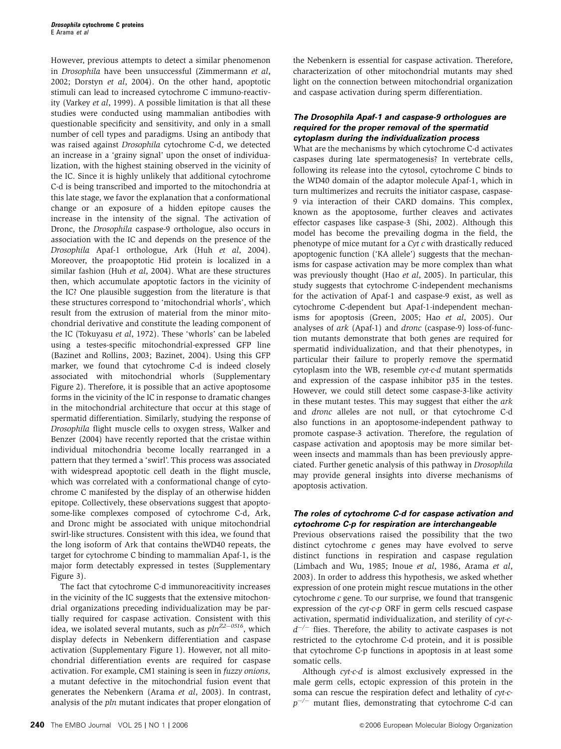However, previous attempts to detect a similar phenomenon in *Drosophila* have been unsuccessful (Zimmermann *et al*, 2002; Dorstyn *et al*, 2004). On the other hand, apoptotic stimuli can lead to increased cytochrome C immuno-reactivity (Varkey *et al*, 1999). A possible limitation is that all these studies were conducted using mammalian antibodies with questionable specificity and sensitivity, and only in a small number of cell types and paradigms. Using an antibody that was raised against *Drosophila* cytochrome C-d, we detected an increase in a 'grainy signal' upon the onset of individualization, with the highest staining observed in the vicinity of the IC. Since it is highly unlikely that additional cytochrome C-d is being transcribed and imported to the mitochondria at this late stage, we favor the explanation that a conformational change or an exposure of a hidden epitope causes the increase in the intensity of the signal. The activation of Dronc, the *Drosophila* caspase-9 orthologue, also occurs in association with the IC and depends on the presence of the *Drosophila* Apaf-1 orthologue, Ark (Huh *et al*, 2004). Moreover, the proapoptotic Hid protein is localized in a similar fashion (Huh *et al*, 2004). What are these structures then, which accumulate apoptotic factors in the vicinity of the IC? One plausible suggestion from the literature is that these structures correspond to 'mitochondrial whorls', which result from the extrusion of material from the minor mitochondrial derivative and constitute the leading component of the IC (Tokuyasu *et al*, 1972). These 'whorls' can be labeled using a testes-specific mitochondrial-expressed GFP line (Bazinet and Rollins, 2003; Bazinet, 2004). Using this GFP marker, we found that cytochrome C-d is indeed closely associated with mitochondrial whorls (Supplementary Figure 2). Therefore, it is possible that an active apoptosome forms in the vicinity of the IC in response to dramatic changes in the mitochondrial architecture that occur at this stage of spermatid differentiation. Similarly, studying the response of *Drosophila* flight muscle cells to oxygen stress, Walker and Benzer (2004) have recently reported that the cristae within individual mitochondria become locally rearranged in a pattern that they termed a 'swirl'. This process was associated with widespread apoptotic cell death in the flight muscle, which was correlated with a conformational change of cytochrome C manifested by the display of an otherwise hidden epitope. Collectively, these observations suggest that apoptosome-like complexes composed of cytochrome C-d, Ark, and Dronc might be associated with unique mitochondrial swirl-like structures. Consistent with this idea, we found that the long isoform of Ark that contains theWD40 repeats, the target for cytochrome C binding to mammalian Apaf-1, is the major form detectably expressed in testes (Supplementary Figure 3).

The fact that cytochrome C-d immunoreactivity increases in the vicinity of the IC suggests that the extensive mitochondrial organizations preceding individualization may be partially required for caspase activation. Consistent with this idea, we isolated several mutants, such as $pln^{Z2-0516}$, which display defects in Nebenkern differentiation and caspase activation (Supplementary Figure 1). However, not all mitochondrial differentiation events are required for caspase activation. For example, CM1 staining is seen in *fuzzy onions*, a mutant defective in the mitochondrial fusion event that generates the Nebenkern (Arama *et al*, 2003). In contrast, analysis of the *pln* mutant indicates that proper elongation of the Nebenkern is essential for caspase activation. Therefore, characterization of other mitochondrial mutants may shed light on the connection between mitochondrial organization and caspase activation during sperm differentiation.

### *The Drosophila Apaf-1 and caspase-9 orthologues are required for the proper removal of the spermatid cytoplasm during the individualization process*

What are the mechanisms by which cytochrome C-d activates caspases during late spermatogenesis? In vertebrate cells, following its release into the cytosol, cytochrome C binds to the WD40 domain of the adaptor molecule Apaf-1, which in turn multimerizes and recruits the initiator caspase, caspase-9 via interaction of their CARD domains. This complex, known as the apoptosome, further cleaves and activates effector caspases like caspase-3 (Shi, 2002). Although this model has become the prevailing dogma in the field, the phenotype of mice mutant for a *Cyt c* with drastically reduced apoptogenic function ('KA allele') suggests that the mechanisms for caspase activation may be more complex than what was previously thought (Hao *et al*, 2005). In particular, this study suggests that cytochrome C-independent mechanisms for the activation of Apaf-1 and caspase-9 exist, as well as cytochrome C-dependent but Apaf-1-independent mechanisms for apoptosis (Green, 2005; Hao *et al*, 2005). Our analyses of *ark* (Apaf-1) and *dronc* (caspase-9) loss-of-function mutants demonstrate that both genes are required for spermatid individualization, and that their phenotypes, in particular their failure to properly remove the spermatid cytoplasm into the WB, resemble *cyt-c-d* mutant spermatids and expression of the caspase inhibitor p35 in the testes. However, we could still detect some caspase-3-like activity in these mutant testes. This may suggest that either the *ark* and *dronc* alleles are not null, or that cytochrome C-d also functions in an apoptosome-independent pathway to promote caspase-3 activation. Therefore, the regulation of caspase activation and apoptosis may be more similar between insects and mammals than has been previously appreciated. Further genetic analysis of this pathway in *Drosophila* may provide general insights into diverse mechanisms of apoptosis activation.

### *The roles of cytochrome C-d for caspase activation and cytochrome C-p for respiration are interchangeable*

Previous observations raised the possibility that the two distinct cytochrome *c* genes may have evolved to serve distinct functions in respiration and caspase regulation (Limbach and Wu, 1985; Inoue *et al*, 1986, Arama *et al*, 2003). In order to address this hypothesis, we asked whether expression of one protein might rescue mutations in the other cytochrome *c* gene. To our surprise, we found that transgenic expression of the *cyt-c-p* ORF in germ cells rescued caspase activation, spermatid individualization, and sterility of *cyt-c-d*$^{-/-}$ flies. Therefore, the ability to activate caspases is not restricted to the cytochrome C-d protein, and it is possible that cytochrome C-p functions in apoptosis in at least some somatic cells.

Although *cyt-c-d* is almost exclusively expressed in the male germ cells, ectopic expression of this protein in the soma can rescue the respiration defect and lethality of *cyt-c-p*$^{-/-}$ mutant flies, demonstrating that cytochrome C-d can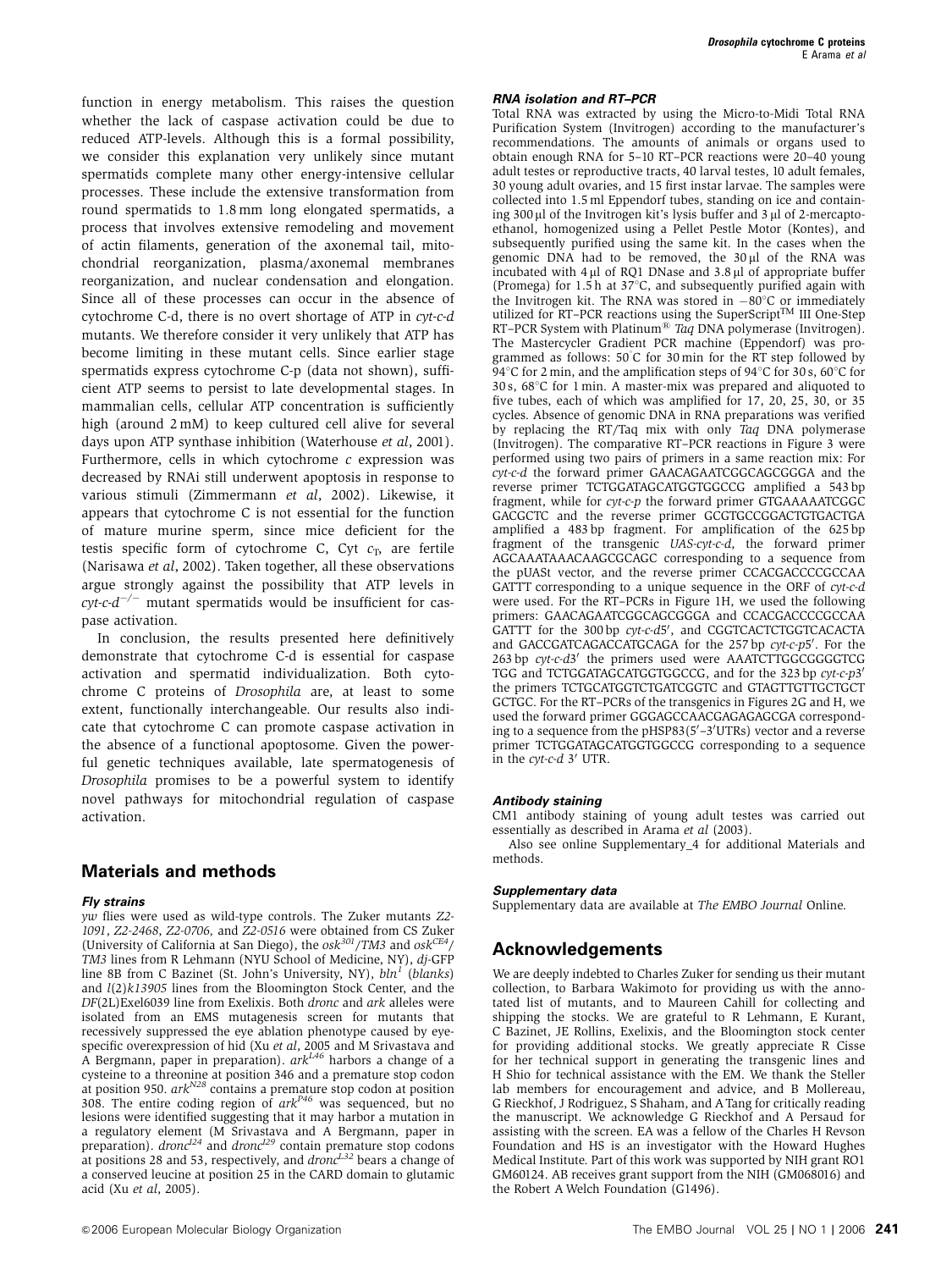function in energy metabolism. This raises the question whether the lack of caspase activation could be due to reduced ATP-levels. Although this is a formal possibility, we consider this explanation very unlikely since mutant spermatids complete many other energy-intensive cellular processes. These include the extensive transformation from round spermatids to 1.8 mm long elongated spermatids, a process that involves extensive remodeling and movement of actin filaments, generation of the axonemal tail, mitochondrial reorganization, plasma/axonemal membranes reorganization, and nuclear condensation and elongation. Since all of these processes can occur in the absence of cytochrome C-d, there is no overt shortage of ATP in *cyt-c-d* mutants. We therefore consider it very unlikely that ATP has become limiting in these mutant cells. Since earlier stage spermatids express cytochrome C-p (data not shown), sufficient ATP seems to persist to late developmental stages. In mammalian cells, cellular ATP concentration is sufficiently high (around 2 mM) to keep cultured cell alive for several days upon ATP synthase inhibition (Waterhouse *et al*, 2001). Furthermore, cells in which cytochrome *c* expression was decreased by RNAi still underwent apoptosis in response to various stimuli (Zimmermann *et al*, 2002). Likewise, it appears that cytochrome C is not essential for the function of mature murine sperm, since mice deficient for the testis specific form of cytochrome C, Cyt $c_T$, are fertile (Narisawa *et al*, 2002). Taken together, all these observations argue strongly against the possibility that ATP levels in *cyt-c-d*$^{-/-}$ mutant spermatids would be insufficient for caspase activation.

In conclusion, the results presented here definitively demonstrate that cytochrome C-d is essential for caspase activation and spermatid individualization. Both cytochrome C proteins of *Drosophila* are, at least to some extent, functionally interchangeable. Our results also indicate that cytochrome C can promote caspase activation in the absence of a functional apoptosome. Given the powerful genetic techniques available, late spermatogenesis of *Drosophila* promises to be a powerful system to identify novel pathways for mitochondrial regulation of caspase activation.

## Materials and methods

### *Fly strains*

*yw* flies were used as wild-type controls. The Zuker mutants *Z2-1091*, *Z2-2468*, *Z2-0706*, and *Z2-0516* were obtained from CS Zuker (University of California at San Diego), the *osk*$^{301}$/*TM3* and *osk*$^{CE4}$/*TM3* lines from R Lehmann (NYU School of Medicine, NY), *dj*-GFP line 8B from C Bazinet (St. John's University, NY), *bln*$^{1}$ (*blanks*) and *l(2)k13905* lines from the Bloomington Stock Center, and the *DF(2L)Exel6039* line from Exelixis. Both *dronc* and *ark* alleles were isolated from an EMS mutagenesis screen for mutants that recessively suppressed the eye ablation phenotype caused by eye-specific overexpression of hid (Xu *et al*, 2005 and M Srivastava and A Bergmann, paper in preparation). *ark*$^{L46}$ harbors a change of a cysteine to a threonine at position 346 and a premature stop codon at position 950. *ark*$^{N28}$ contains a premature stop codon at position 308. The entire coding region of *ark*$^{P46}$ was sequenced, but no lesions were identified suggesting that it may harbor a mutation in a regulatory element (M Srivastava and A Bergmann, paper in preparation). *dronc*$^{I24}$ and *dronc*$^{I29}$ contain premature stop codons at positions 28 and 53, respectively, and *dronc*$^{L32}$ bears a change of a conserved leucine at position 25 in the CARD domain to glutamic acid (Xu *et al*, 2005).

### *RNA isolation and RT–PCR*

Total RNA was extracted by using the Micro-to-Midi Total RNA Purification System (Invitrogen) according to the manufacturer's recommendations. The amounts of animals or organs used to obtain enough RNA for 5–10 RT–PCR reactions were 20–40 young adult testes or reproductive tracts, 40 larval testes, 10 adult females, 30 young adult ovaries, and 15 first instar larvae. The samples were collected into 1.5 ml Eppendorf tubes, standing on ice and containing 300 μl of the Invitrogen kit's lysis buffer and 3 μl of 2-mercaptoethanol, homogenized using a Pellet Pestle Motor (Kontes), and subsequently purified using the same kit. In the cases when the genomic DNA had to be removed, the 30 μl of the RNA was incubated with 4 μl of RQ1 DNase and 3.8 μl of appropriate buffer (Promega) for 1.5 h at 37°C, and subsequently purified again with the Invitrogen kit. The RNA was stored in −80°C or immediately utilized for RT–PCR reactions using the SuperScript™ III One-Step RT–PCR System with Platinum® *Taq* DNA polymerase (Invitrogen). The Mastercycler Gradient PCR machine (Eppendorf) was programmed as follows: 50°C for 30 min for the RT step followed by 94°C for 2 min, and the amplification steps of 94°C for 30 s, 60°C for 30 s, 68°C for 1 min. A master-mix was prepared and aliquoted to five tubes, each of which was amplified for 17, 20, 25, 30, or 35 cycles. Absence of genomic DNA in RNA preparations was verified by replacing the RT/Taq mix with only *Taq* DNA polymerase (Invitrogen). The comparative RT–PCR reactions in Figure 3 were performed using two pairs of primers in a same reaction mix: For *cyt-c-d* the forward primer GAACAGAATCGGCAGCGGGA and the reverse primer TCTGGATAGCATGGTGGCCG amplified a 543 bp fragment, while for *cyt-c-p* the forward primer GTGAAAAATCGGCGACGCTC and the reverse primer GCGTGCCGGACTGTGACTGA amplified a 483 bp fragment. For amplification of the 625 bp fragment of the transgenic *UAS-cyt-c-d*, the forward primer AGCAAATAAACAAGCGCAGC corresponding to a sequence from the pUASt vector, and the reverse primer CCACGACCCCGCCAAGATTT corresponding to a unique sequence in the ORF of *cyt-c-d* were used. For the RT–PCRs in Figure 1H, we used the following primers: GAACAGAATCGGCAGCGGGA and CCACGACCCCGCCAAGATTT for the 300 bp *cyt-c-d5*′, and CGGTCACTCTGGTCACACTA and GACCGATCAGACCATGCAGA for the 257 bp *cyt-c-p5*′. For the 263 bp *cyt-c-d3*′ the primers used were AAATCTTGGCGGGGTCGTGG and TCTGGATAGCATGGTGGCCG, and for the 323 bp *cyt-c-p3*′ the primers TCTGCATGGTCTGATCGGTC and GTAGTTGTTGCTGCTGCTGC. For the RT–PCRs of the transgenics in Figures 2G and H, we used the forward primer GGGAGCCAACGAGAGAGCGA corresponding to a sequence from the pHSP83(5′–3′UTRs) vector and a reverse primer TCTGGATAGCATGGTGGCCG corresponding to a sequence in the *cyt-c-d* 3′ UTR.

### *Antibody staining*

CM1 antibody staining of young adult testes was carried out essentially as described in Arama *et al* (2003).

Also see online Supplementary_4 for additional Materials and methods.

### *Supplementary data*

Supplementary data are available at *The EMBO Journal* Online.

## Acknowledgements

We are deeply indebted to Charles Zuker for sending us their mutant collection, to Barbara Wakimoto for providing us with the annotated list of mutants, and to Maureen Cahill for collecting and shipping the stocks. We are grateful to R Lehmann, E Kurant, C Bazinet, JE Rollins, Exelixis, and the Bloomington stock center for providing additional stocks. We greatly appreciate R Cisse for her technical support in generating the transgenic lines and H Shio for technical assistance with the EM. We thank the Steller lab members for encouragement and advice, and B Mollereau, G Rieckhof, J Rodriguez, S Shaham, and A Tang for critically reading the manuscript. We acknowledge G Rieckhof and A Persaud for assisting with the screen. EA was a fellow of the Charles H Revson Foundation and HS is an investigator with the Howard Hughes Medical Institute. Part of this work was supported by NIH grant RO1 GM60124. AB receives grant support from the NIH (GM068016) and the Robert A Welch Foundation (G1496).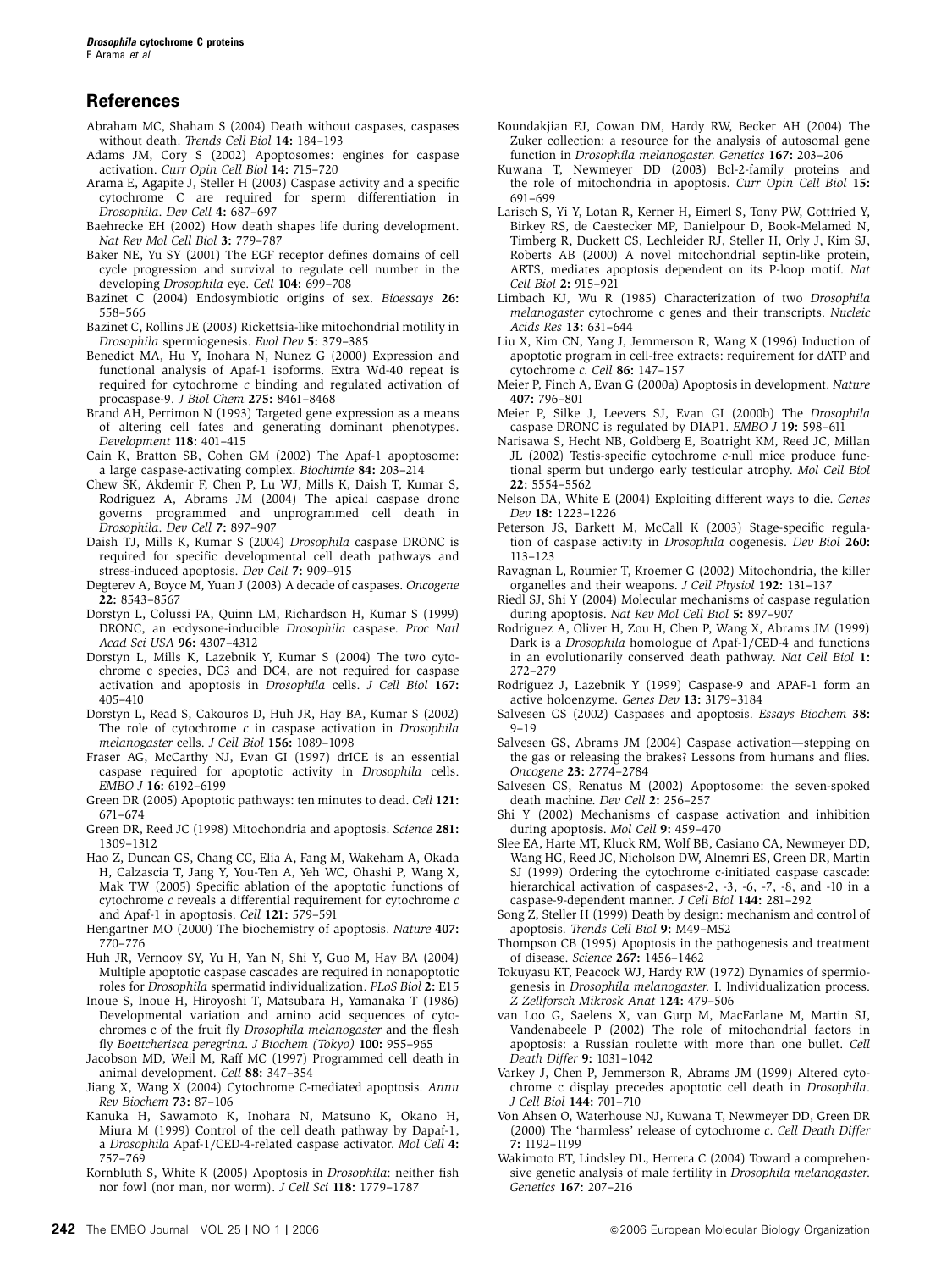## References

Abraham MC, Shaham S (2004) Death without caspases, caspases without death. *Trends Cell Biol* **14:** 184–193

Adams JM, Cory S (2002) Apoptosomes: engines for caspase activation. *Curr Opin Cell Biol* **14:** 715–720

Arama E, Agapite J, Steller H (2003) Caspase activity and a specific cytochrome C are required for sperm differentiation in *Drosophila*. *Dev Cell* **4:** 687–697

Baehrecke EH (2002) How death shapes life during development. *Nat Rev Mol Cell Biol* **3:** 779–787

Baker NE, Yu SY (2001) The EGF receptor defines domains of cell cycle progression and survival to regulate cell number in the developing *Drosophila* eye. *Cell* **104:** 699–708

Bazinet C (2004) Endosymbiotic origins of sex. *Bioessays* **26:** 558–566

Bazinet C, Rollins JE (2003) Rickettsia-like mitochondrial motility in *Drosophila* spermiogenesis. *Evol Dev* **5:** 379–385

Benedict MA, Hu Y, Inohara N, Nunez G (2000) Expression and functional analysis of Apaf-1 isoforms. Extra Wd-40 repeat is required for cytochrome *c* binding and regulated activation of procaspase-9. *J Biol Chem* **275:** 8461–8468

Brand AH, Perrimon N (1993) Targeted gene expression as a means of altering cell fates and generating dominant phenotypes. *Development* **118:** 401–415

Cain K, Bratton SB, Cohen GM (2002) The Apaf-1 apoptosome: a large caspase-activating complex. *Biochimie* **84:** 203–214

Chew SK, Akdemir F, Chen P, Lu WJ, Mills K, Daish T, Kumar S, Rodriguez A, Abrams JM (2004) The apical caspase dronc governs programmed and unprogrammed cell death in *Drosophila*. *Dev Cell* **7:** 897–907

Daish TJ, Mills K, Kumar S (2004) *Drosophila* caspase DRONC is required for specific developmental cell death pathways and stress-induced apoptosis. *Dev Cell* **7:** 909–915

Degterev A, Boyce M, Yuan J (2003) A decade of caspases. *Oncogene* **22:** 8543–8567

Dorstyn L, Colussi PA, Quinn LM, Richardson H, Kumar S (1999) DRONC, an ecdysone-inducible *Drosophila* caspase. *Proc Natl Acad Sci USA* **96:** 4307–4312

Dorstyn L, Mills K, Lazebnik Y, Kumar S (2004) The two cytochrome c species, DC3 and DC4, are not required for caspase activation and apoptosis in *Drosophila* cells. *J Cell Biol* **167:** 405–410

Dorstyn L, Read S, Cakouros D, Huh JR, Hay BA, Kumar S (2002) The role of cytochrome *c* in caspase activation in *Drosophila melanogaster* cells. *J Cell Biol* **156:** 1089–1098

Fraser AG, McCarthy NJ, Evan GI (1997) drICE is an essential caspase required for apoptotic activity in *Drosophila* cells. *EMBO J* **16:** 6192–6199

Green DR (2005) Apoptotic pathways: ten minutes to dead. *Cell* **121:** 671–674

Green DR, Reed JC (1998) Mitochondria and apoptosis. *Science* **281:** 1309–1312

Hao Z, Duncan GS, Chang CC, Elia A, Fang M, Wakeham A, Okada H, Calzascia T, Jang Y, You-Ten A, Yeh WC, Ohashi P, Wang X, Mak TW (2005) Specific ablation of the apoptotic functions of cytochrome *c* reveals a differential requirement for cytochrome *c* and Apaf-1 in apoptosis. *Cell* **121:** 579–591

Hengartner MO (2000) The biochemistry of apoptosis. *Nature* **407:** 770–776

Huh JR, Vernooy SY, Yu H, Yan N, Shi Y, Guo M, Hay BA (2004) Multiple apoptotic caspase cascades are required in nonapoptotic roles for *Drosophila* spermatid individualization. *PLoS Biol* **2:** E15

Inoue S, Inoue H, Hiroyoshi T, Matsubara H, Yamanaka T (1986) Developmental variation and amino acid sequences of cytochromes c of the fruit fly *Drosophila melanogaster* and the flesh fly *Boettcherisca peregrina*. *J Biochem (Tokyo)* **100:** 955–965

Jacobson MD, Weil M, Raff MC (1997) Programmed cell death in animal development. *Cell* **88:** 347–354

Jiang X, Wang X (2004) Cytochrome C-mediated apoptosis. *Annu Rev Biochem* **73:** 87–106

Kanuka H, Sawamoto K, Inohara N, Matsuno K, Okano H, Miura M (1999) Control of the cell death pathway by Dapaf-1, a *Drosophila* Apaf-1/CED-4-related caspase activator. *Mol Cell* **4:** 757–769

Kornbluth S, White K (2005) Apoptosis in *Drosophila*: neither fish nor fowl (nor man, nor worm). *J Cell Sci* **118:** 1779–1787

Koundakjian EJ, Cowan DM, Hardy RW, Becker AH (2004) The Zuker collection: a resource for the analysis of autosomal gene function in *Drosophila melanogaster*. *Genetics* **167:** 203–206

Kuwana T, Newmeyer DD (2003) Bcl-2-family proteins and the role of mitochondria in apoptosis. *Curr Opin Cell Biol* **15:** 691–699

Larisch S, Yi Y, Lotan R, Kerner H, Eimerl S, Tony PW, Gottfried Y, Birkey RS, de Caestecker MP, Danielpour D, Book-Melamed N, Timberg R, Duckett CS, Lechleider RJ, Steller H, Orly J, Kim SJ, Roberts AB (2000) A novel mitochondrial septin-like protein, ARTS, mediates apoptosis dependent on its P-loop motif. *Nat Cell Biol* **2:** 915–921

Limbach KJ, Wu R (1985) Characterization of two *Drosophila melanogaster* cytochrome c genes and their transcripts. *Nucleic Acids Res* **13:** 631–644

Liu X, Kim CN, Yang J, Jemmerson R, Wang X (1996) Induction of apoptotic program in cell-free extracts: requirement for dATP and cytochrome *c*. *Cell* **86:** 147–157

Meier P, Finch A, Evan G (2000a) Apoptosis in development. *Nature* **407:** 796–801

Meier P, Silke J, Leevers SJ, Evan GI (2000b) The *Drosophila* caspase DRONC is regulated by DIAP1. *EMBO J* **19:** 598–611

Narisawa S, Hecht NB, Goldberg E, Boatright KM, Reed JC, Millan JL (2002) Testis-specific cytochrome *c*-null mice produce functional sperm but undergo early testicular atrophy. *Mol Cell Biol* **22:** 5554–5562

Nelson DA, White E (2004) Exploiting different ways to die. *Genes Dev* **18:** 1223–1226

Peterson JS, Barkett M, McCall K (2003) Stage-specific regulation of caspase activity in *Drosophila* oogenesis. *Dev Biol* **260:** 113–123

Ravagnan L, Roumier T, Kroemer G (2002) Mitochondria, the killer organelles and their weapons. *J Cell Physiol* **192:** 131–137

Riedl SJ, Shi Y (2004) Molecular mechanisms of caspase regulation during apoptosis. *Nat Rev Mol Cell Biol* **5:** 897–907

Rodriguez A, Oliver H, Zou H, Chen P, Wang X, Abrams JM (1999) Dark is a *Drosophila* homologue of Apaf-1/CED-4 and functions in an evolutionarily conserved death pathway. *Nat Cell Biol* **1:** 272–279

Rodriguez J, Lazebnik Y (1999) Caspase-9 and APAF-1 form an active holoenzyme. *Genes Dev* **13:** 3179–3184

Salvesen GS (2002) Caspases and apoptosis. *Essays Biochem* **38:** 9–19

Salvesen GS, Abrams JM (2004) Caspase activation—stepping on the gas or releasing the brakes? Lessons from humans and flies. *Oncogene* **23:** 2774–2784

Salvesen GS, Renatus M (2002) Apoptosome: the seven-spoked death machine. *Dev Cell* **2:** 256–257

Shi Y (2002) Mechanisms of caspase activation and inhibition during apoptosis. *Mol Cell* **9:** 459–470

Slee EA, Harte MT, Kluck RM, Wolf BB, Casiano CA, Newmeyer DD, Wang HG, Reed JC, Nicholson DW, Alnemri ES, Green DR, Martin SJ (1999) Ordering the cytochrome c-initiated caspase cascade: hierarchical activation of caspases-2, -3, -6, -7, -8, and -10 in a caspase-9-dependent manner. *J Cell Biol* **144:** 281–292

Song Z, Steller H (1999) Death by design: mechanism and control of apoptosis. *Trends Cell Biol* **9:** M49–M52

Thompson CB (1995) Apoptosis in the pathogenesis and treatment of disease. *Science* **267:** 1456–1462

Tokuyasu KT, Peacock WJ, Hardy RW (1972) Dynamics of spermiogenesis in *Drosophila melanogaster*. I. Individualization process. *Z Zellforsch Mikrosk Anat* **124:** 479–506

van Loo G, Saelens X, van Gurp M, MacFarlane M, Martin SJ, Vandenabeele P (2002) The role of mitochondrial factors in apoptosis: a Russian roulette with more than one bullet. *Cell Death Differ* **9:** 1031–1042

Varkey J, Chen P, Jemmerson R, Abrams JM (1999) Altered cytochrome c display precedes apoptotic cell death in *Drosophila*. *J Cell Biol* **144:** 701–710

Von Ahsen O, Waterhouse NJ, Kuwana T, Newmeyer DD, Green DR (2000) The 'harmless' release of cytochrome *c*. *Cell Death Differ* **7:** 1192–1199

Wakimoto BT, Lindsley DL, Herrera C (2004) Toward a comprehensive genetic analysis of male fertility in *Drosophila melanogaster*. *Genetics* **167:** 207–216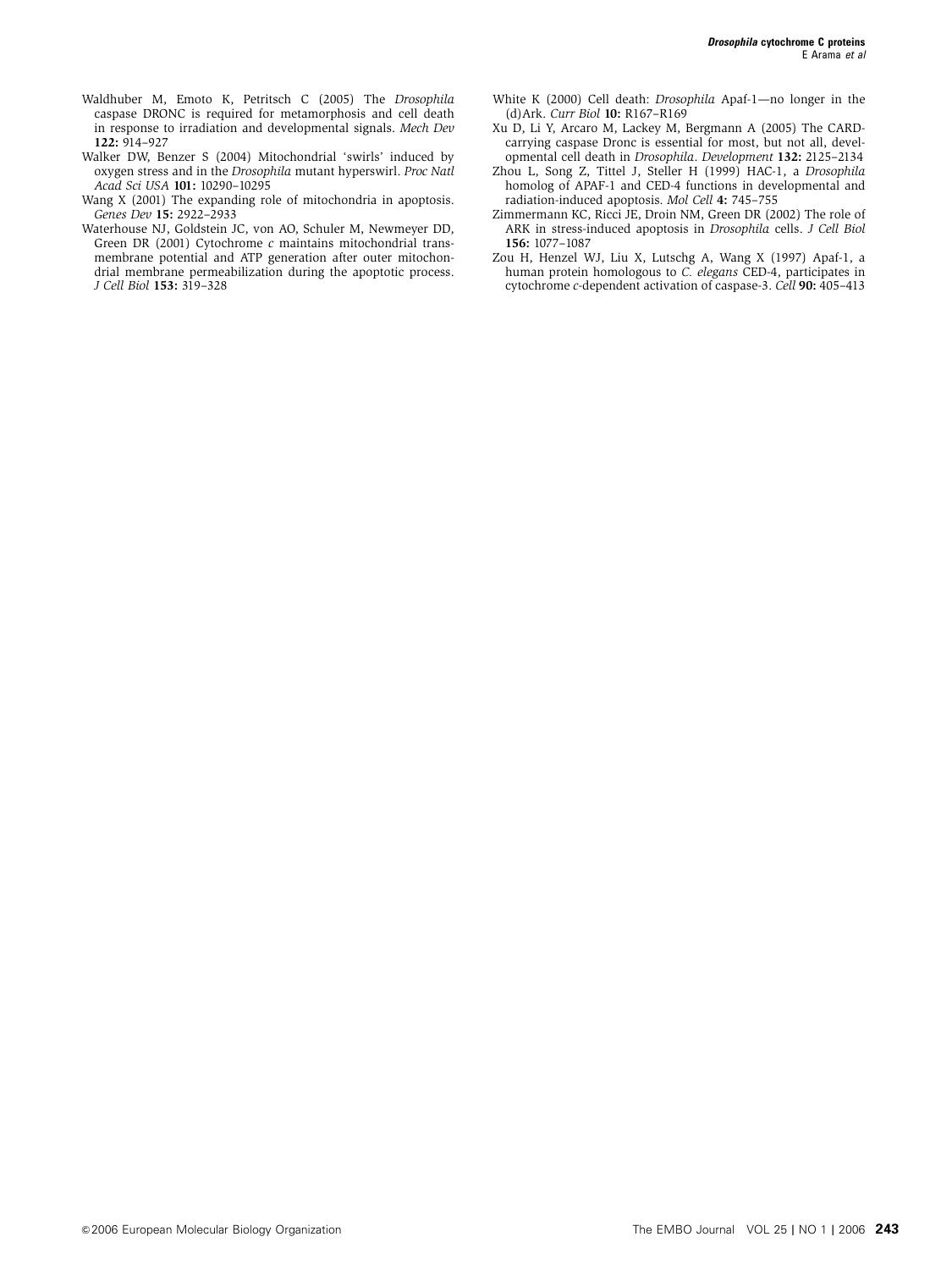Waldhuber M, Emoto K, Petritsch C (2005) The *Drosophila* caspase DRONC is required for metamorphosis and cell death in response to irradiation and developmental signals. *Mech Dev* **122:** 914–927

Walker DW, Benzer S (2004) Mitochondrial 'swirls' induced by oxygen stress and in the *Drosophila* mutant hyperswirl. *Proc Natl Acad Sci USA* **101:** 10290–10295

Wang X (2001) The expanding role of mitochondria in apoptosis. *Genes Dev* **15:** 2922–2933

Waterhouse NJ, Goldstein JC, von AO, Schuler M, Newmeyer DD, Green DR (2001) Cytochrome *c* maintains mitochondrial transmembrane potential and ATP generation after outer mitochondrial membrane permeabilization during the apoptotic process. *J Cell Biol* **153:** 319–328

White K (2000) Cell death: *Drosophila* Apaf-1—no longer in the (d)Ark. *Curr Biol* **10:** R167–R169

Xu D, Li Y, Arcaro M, Lackey M, Bergmann A (2005) The CARD-carrying caspase Dronc is essential for most, but not all, developmental cell death in *Drosophila*. *Development* **132:** 2125–2134

Zhou L, Song Z, Tittel J, Steller H (1999) HAC-1, a *Drosophila* homolog of APAF-1 and CED-4 functions in developmental and radiation-induced apoptosis. *Mol Cell* **4:** 745–755

Zimmermann KC, Ricci JE, Droin NM, Green DR (2002) The role of ARK in stress-induced apoptosis in *Drosophila* cells. *J Cell Biol* **156:** 1077–1087

Zou H, Henzel WJ, Liu X, Lutschg A, Wang X (1997) Apaf-1, a human protein homologous to *C. elegans* CED-4, participates in cytochrome *c*-dependent activation of caspase-3. *Cell* **90:** 405–413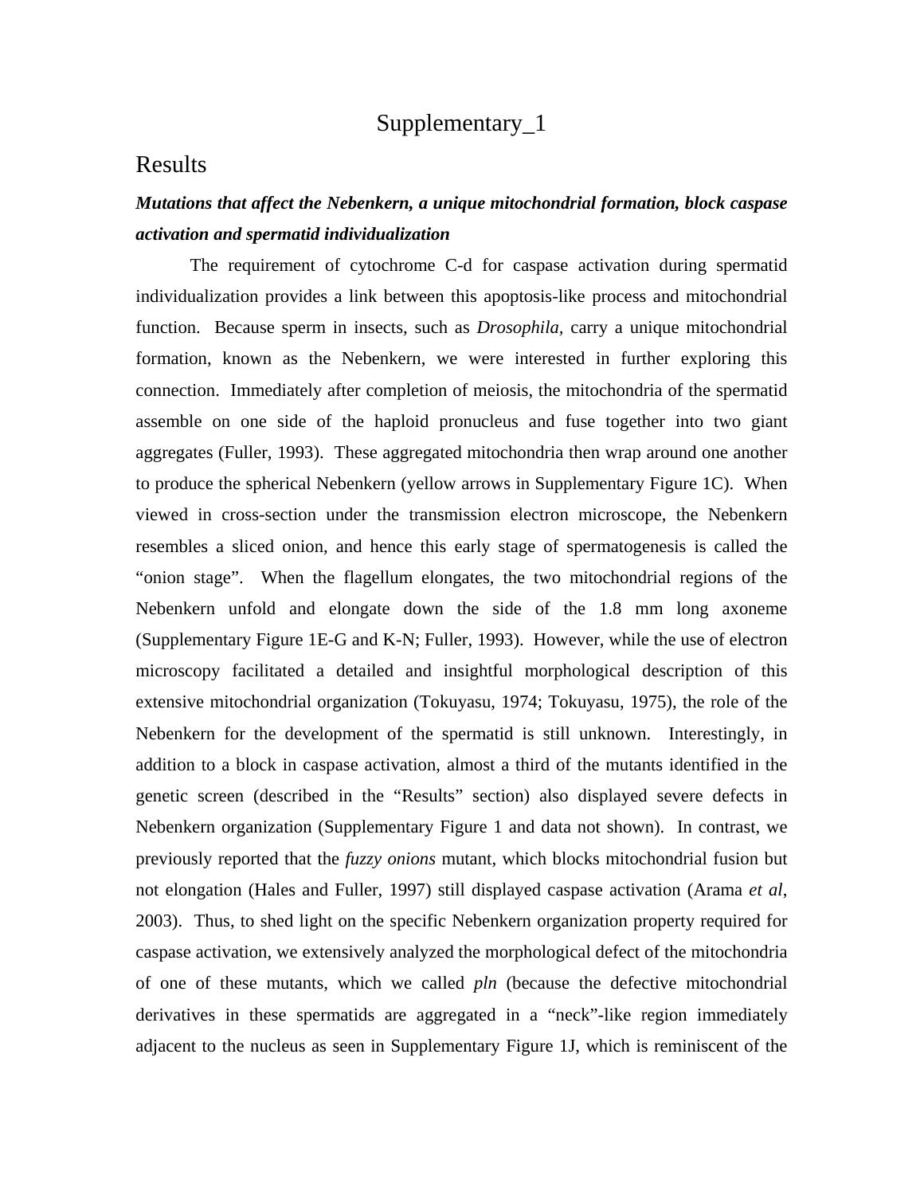# Supplementary_1

## Results

***Mutations that affect the Nebenkern, a unique mitochondrial formation, block caspase activation and spermatid individualization***

The requirement of cytochrome C-d for caspase activation during spermatid individualization provides a link between this apoptosis-like process and mitochondrial function. Because sperm in insects, such as *Drosophila*, carry a unique mitochondrial formation, known as the Nebenkern, we were interested in further exploring this connection. Immediately after completion of meiosis, the mitochondria of the spermatid assemble on one side of the haploid pronucleus and fuse together into two giant aggregates (Fuller, 1993). These aggregated mitochondria then wrap around one another to produce the spherical Nebenkern (yellow arrows in Supplementary Figure 1C). When viewed in cross-section under the transmission electron microscope, the Nebenkern resembles a sliced onion, and hence this early stage of spermatogenesis is called the "onion stage". When the flagellum elongates, the two mitochondrial regions of the Nebenkern unfold and elongate down the side of the 1.8 mm long axoneme (Supplementary Figure 1E-G and K-N; Fuller, 1993). However, while the use of electron microscopy facilitated a detailed and insightful morphological description of this extensive mitochondrial organization (Tokuyasu, 1974; Tokuyasu, 1975), the role of the Nebenkern for the development of the spermatid is still unknown. Interestingly, in addition to a block in caspase activation, almost a third of the mutants identified in the genetic screen (described in the "Results" section) also displayed severe defects in Nebenkern organization (Supplementary Figure 1 and data not shown). In contrast, we previously reported that the *fuzzy onions* mutant, which blocks mitochondrial fusion but not elongation (Hales and Fuller, 1997) still displayed caspase activation (Arama *et al*, 2003). Thus, to shed light on the specific Nebenkern organization property required for caspase activation, we extensively analyzed the morphological defect of the mitochondria of one of these mutants, which we called *pln* (because the defective mitochondrial derivatives in these spermatids are aggregated in a "neck"-like region immediately adjacent to the nucleus as seen in Supplementary Figure 1J, which is reminiscent of the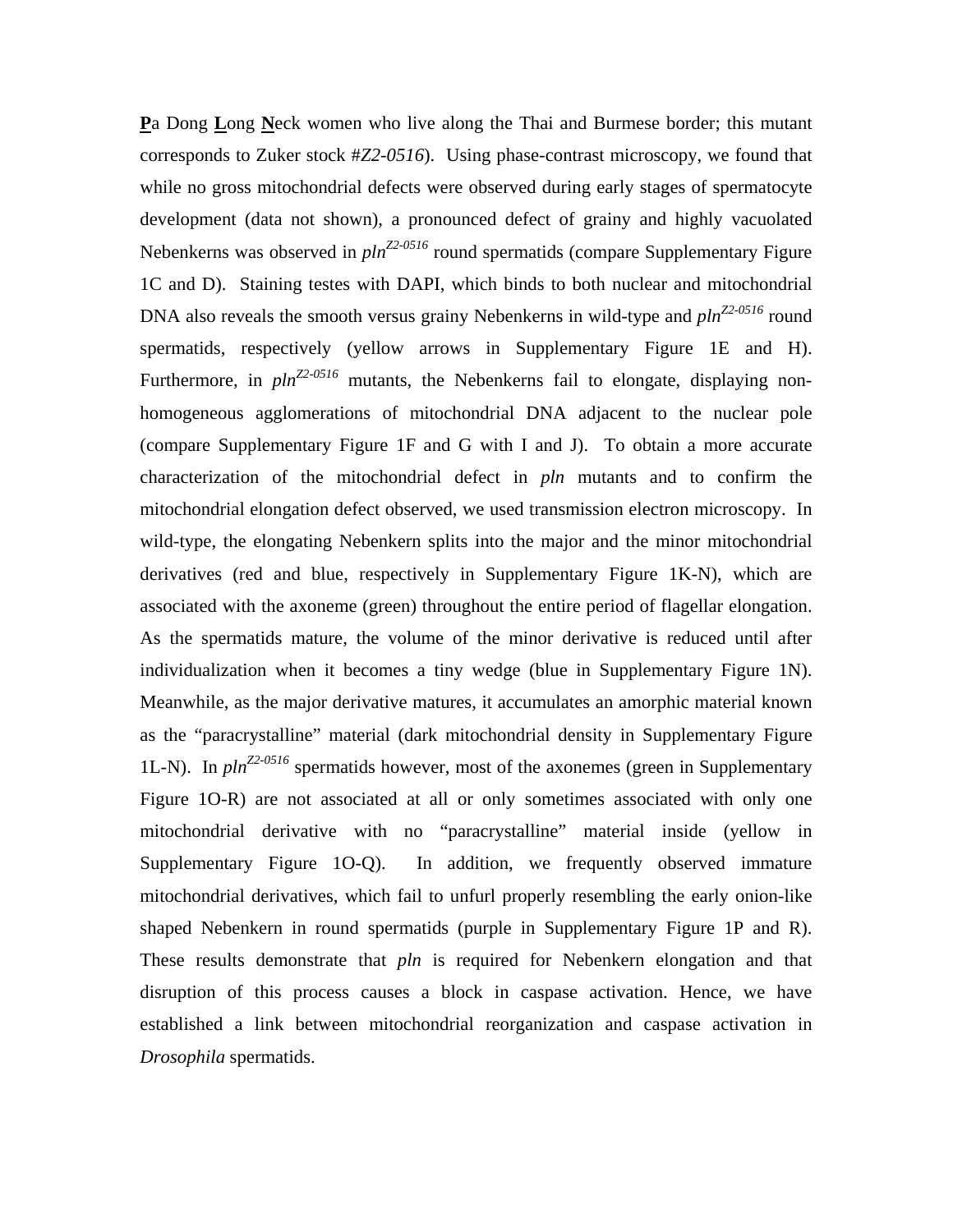**P**a Dong **L**ong **N**eck women who live along the Thai and Burmese border; this mutant corresponds to Zuker stock #*Z2-0516*). Using phase-contrast microscopy, we found that while no gross mitochondrial defects were observed during early stages of spermatocyte development (data not shown), a pronounced defect of grainy and highly vacuolated Nebenkerns was observed in *pln*$^{Z2\text{-}0516}$ round spermatids (compare Supplementary Figure 1C and D). Staining testes with DAPI, which binds to both nuclear and mitochondrial DNA also reveals the smooth versus grainy Nebenkerns in wild-type and *pln*$^{Z2\text{-}0516}$ round spermatids, respectively (yellow arrows in Supplementary Figure 1E and H). Furthermore, in *pln*$^{Z2\text{-}0516}$ mutants, the Nebenkerns fail to elongate, displaying non-homogeneous agglomerations of mitochondrial DNA adjacent to the nuclear pole (compare Supplementary Figure 1F and G with I and J). To obtain a more accurate characterization of the mitochondrial defect in *pln* mutants and to confirm the mitochondrial elongation defect observed, we used transmission electron microscopy. In wild-type, the elongating Nebenkern splits into the major and the minor mitochondrial derivatives (red and blue, respectively in Supplementary Figure 1K-N), which are associated with the axoneme (green) throughout the entire period of flagellar elongation. As the spermatids mature, the volume of the minor derivative is reduced until after individualization when it becomes a tiny wedge (blue in Supplementary Figure 1N). Meanwhile, as the major derivative matures, it accumulates an amorphic material known as the "paracrystalline" material (dark mitochondrial density in Supplementary Figure 1L-N). In *pln*$^{Z2\text{-}0516}$ spermatids however, most of the axonemes (green in Supplementary Figure 1O-R) are not associated at all or only sometimes associated with only one mitochondrial derivative with no "paracrystalline" material inside (yellow in Supplementary Figure 1O-Q). In addition, we frequently observed immature mitochondrial derivatives, which fail to unfurl properly resembling the early onion-like shaped Nebenkern in round spermatids (purple in Supplementary Figure 1P and R). These results demonstrate that *pln* is required for Nebenkern elongation and that disruption of this process causes a block in caspase activation. Hence, we have established a link between mitochondrial reorganization and caspase activation in *Drosophila* spermatids.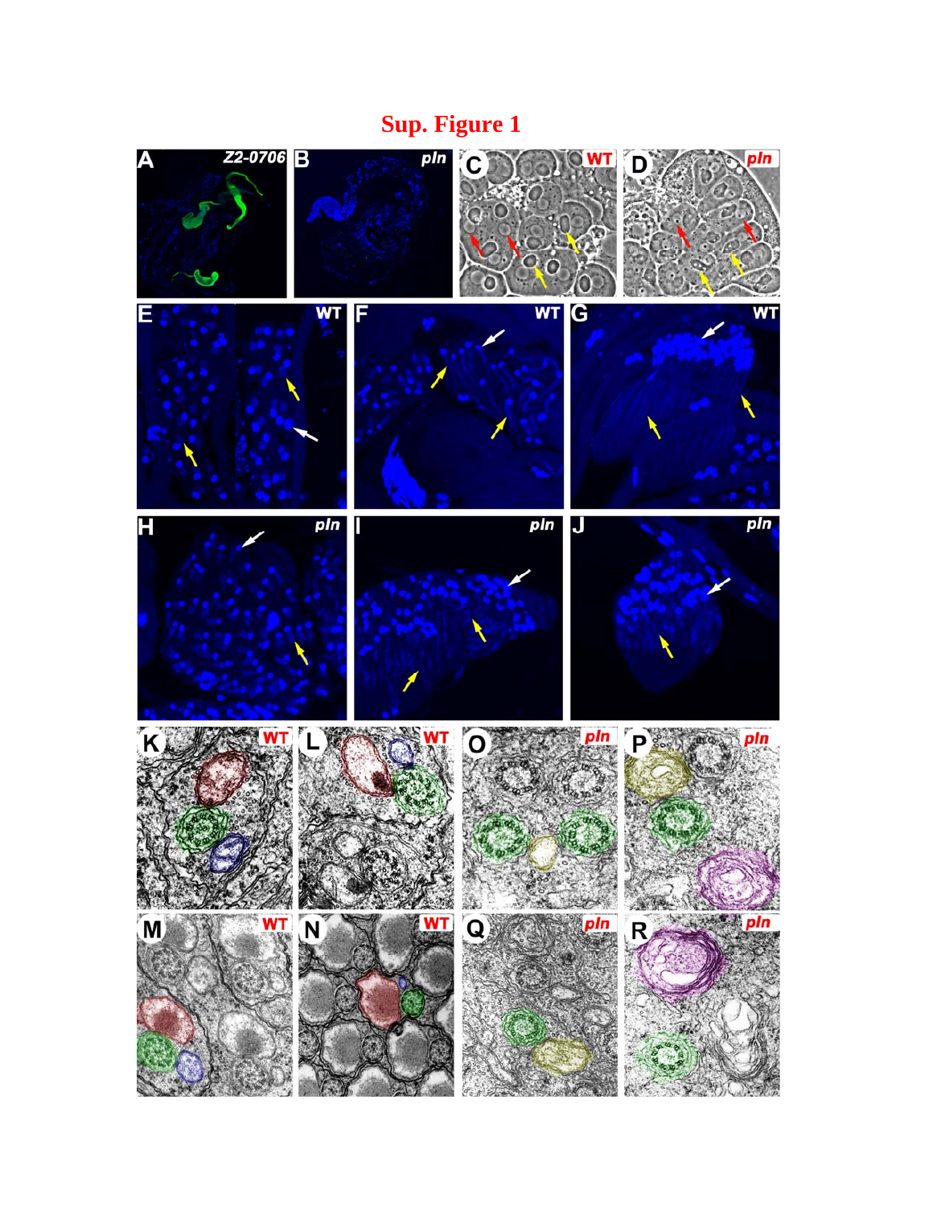# Sup. Figure 1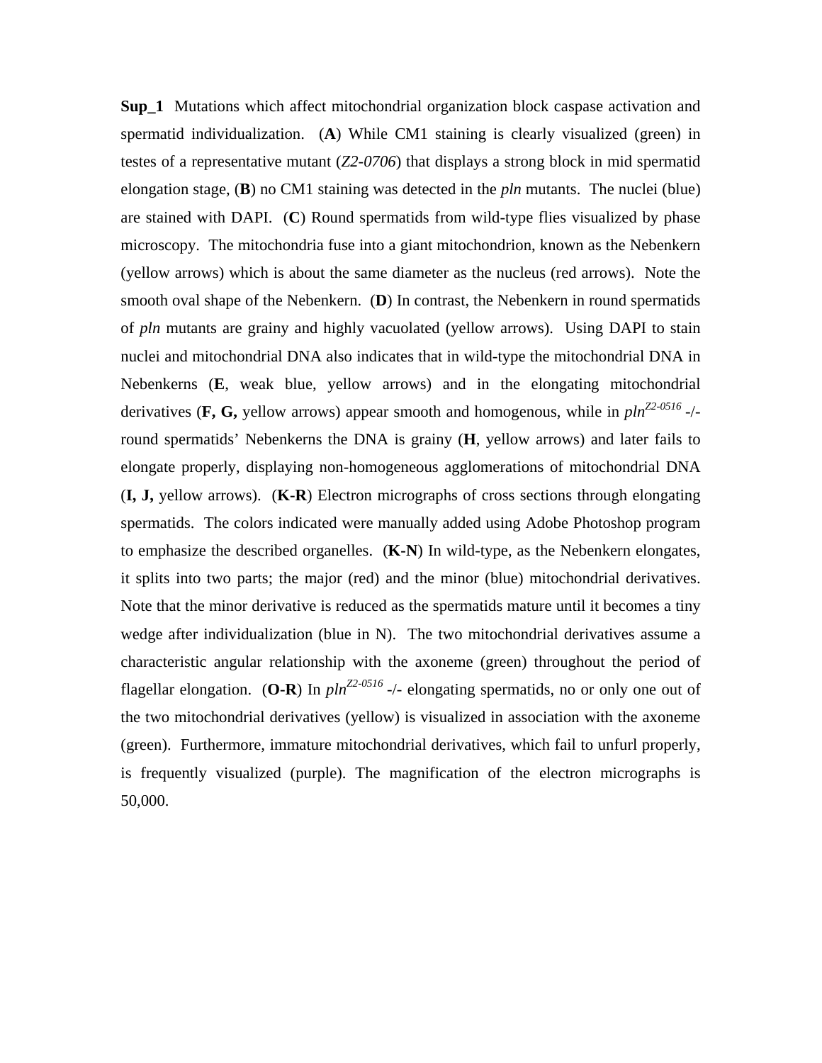**Sup_1** Mutations which affect mitochondrial organization block caspase activation and spermatid individualization. (**A**) While CM1 staining is clearly visualized (green) in testes of a representative mutant (*Z2-0706*) that displays a strong block in mid spermatid elongation stage, (**B**) no CM1 staining was detected in the *pln* mutants. The nuclei (blue) are stained with DAPI. (**C**) Round spermatids from wild-type flies visualized by phase microscopy. The mitochondria fuse into a giant mitochondrion, known as the Nebenkern (yellow arrows) which is about the same diameter as the nucleus (red arrows). Note the smooth oval shape of the Nebenkern. (**D**) In contrast, the Nebenkern in round spermatids of *pln* mutants are grainy and highly vacuolated (yellow arrows). Using DAPI to stain nuclei and mitochondrial DNA also indicates that in wild-type the mitochondrial DNA in Nebenkerns (**E**, weak blue, yellow arrows) and in the elongating mitochondrial derivatives (**F, G,** yellow arrows) appear smooth and homogenous, while in *pln*$^{Z2\text{-}0516}$ -/- round spermatids' Nebenkerns the DNA is grainy (**H**, yellow arrows) and later fails to elongate properly, displaying non-homogeneous agglomerations of mitochondrial DNA (**I, J,** yellow arrows). (**K-R**) Electron micrographs of cross sections through elongating spermatids. The colors indicated were manually added using Adobe Photoshop program to emphasize the described organelles. (**K-N**) In wild-type, as the Nebenkern elongates, it splits into two parts; the major (red) and the minor (blue) mitochondrial derivatives. Note that the minor derivative is reduced as the spermatids mature until it becomes a tiny wedge after individualization (blue in N). The two mitochondrial derivatives assume a characteristic angular relationship with the axoneme (green) throughout the period of flagellar elongation. (**O-R**) In *pln*$^{Z2\text{-}0516}$ -/- elongating spermatids, no or only one out of the two mitochondrial derivatives (yellow) is visualized in association with the axoneme (green). Furthermore, immature mitochondrial derivatives, which fail to unfurl properly, is frequently visualized (purple). The magnification of the electron micrographs is 50,000.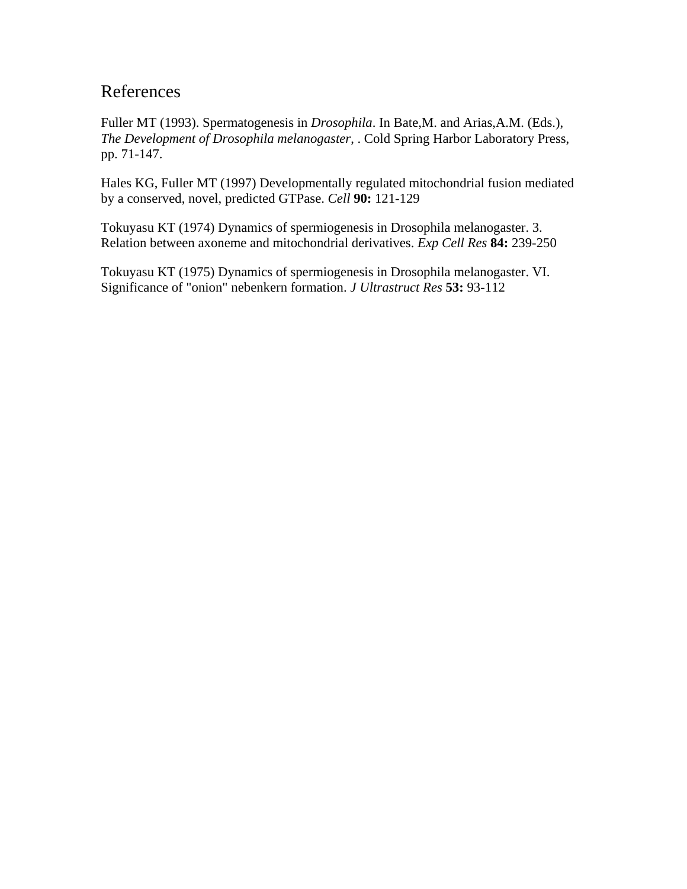## References

Fuller MT (1993). Spermatogenesis in *Drosophila*. In Bate,M. and Arias,A.M. (Eds.), *The Development of Drosophila melanogaster*, . Cold Spring Harbor Laboratory Press, pp. 71-147.

Hales KG, Fuller MT (1997) Developmentally regulated mitochondrial fusion mediated by a conserved, novel, predicted GTPase. *Cell* **90:** 121-129

Tokuyasu KT (1974) Dynamics of spermiogenesis in Drosophila melanogaster. 3. Relation between axoneme and mitochondrial derivatives. *Exp Cell Res* **84:** 239-250

Tokuyasu KT (1975) Dynamics of spermiogenesis in Drosophila melanogaster. VI. Significance of "onion" nebenkern formation. *J Ultrastruct Res* **53:** 93-112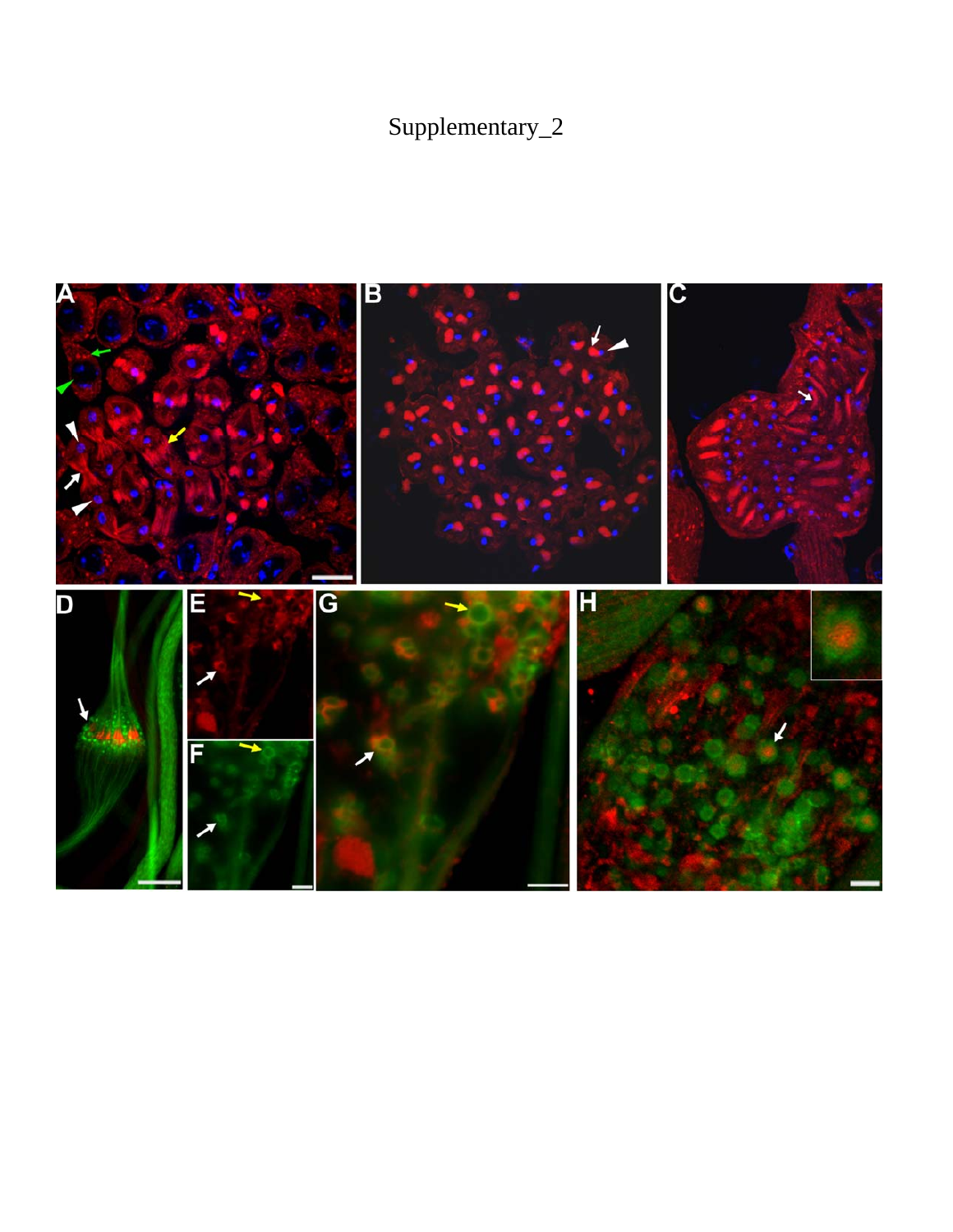Supplementary_2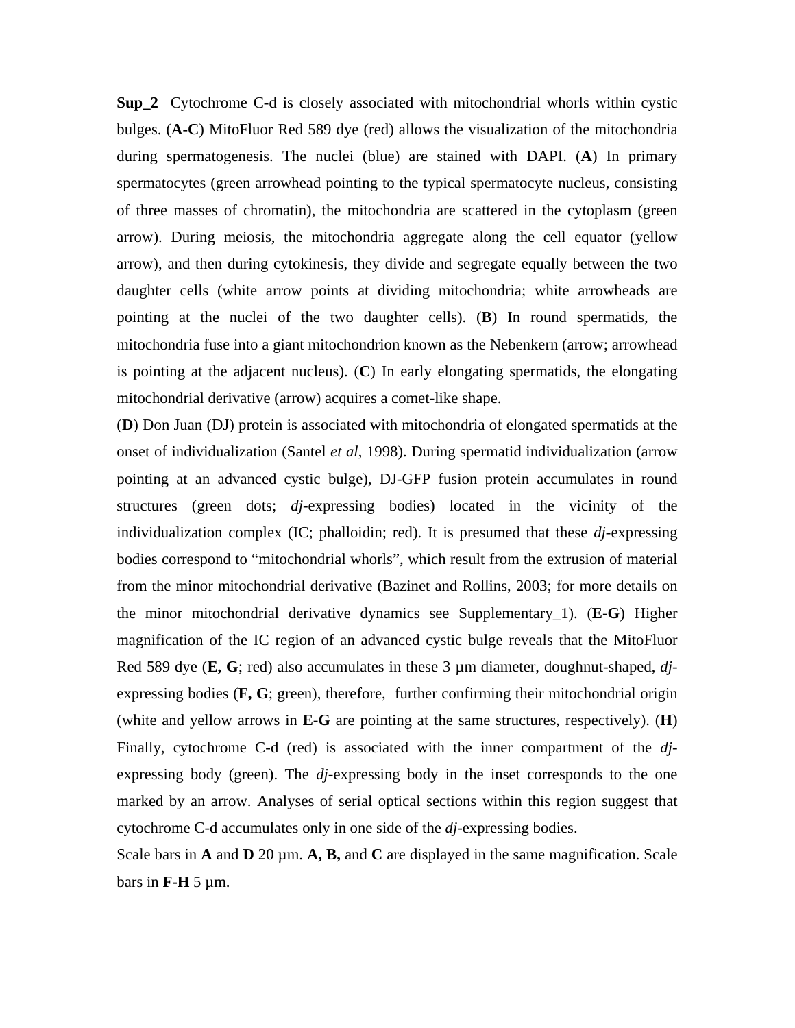**Sup_2** Cytochrome C-d is closely associated with mitochondrial whorls within cystic bulges. (**A-C**) MitoFluor Red 589 dye (red) allows the visualization of the mitochondria during spermatogenesis. The nuclei (blue) are stained with DAPI. (**A**) In primary spermatocytes (green arrowhead pointing to the typical spermatocyte nucleus, consisting of three masses of chromatin), the mitochondria are scattered in the cytoplasm (green arrow). During meiosis, the mitochondria aggregate along the cell equator (yellow arrow), and then during cytokinesis, they divide and segregate equally between the two daughter cells (white arrow points at dividing mitochondria; white arrowheads are pointing at the nuclei of the two daughter cells). (**B**) In round spermatids, the mitochondria fuse into a giant mitochondrion known as the Nebenkern (arrow; arrowhead is pointing at the adjacent nucleus). (**C**) In early elongating spermatids, the elongating mitochondrial derivative (arrow) acquires a comet-like shape.

(**D**) Don Juan (DJ) protein is associated with mitochondria of elongated spermatids at the onset of individualization (Santel *et al*, 1998). During spermatid individualization (arrow pointing at an advanced cystic bulge), DJ-GFP fusion protein accumulates in round structures (green dots; *dj*-expressing bodies) located in the vicinity of the individualization complex (IC; phalloidin; red). It is presumed that these *dj*-expressing bodies correspond to "mitochondrial whorls", which result from the extrusion of material from the minor mitochondrial derivative (Bazinet and Rollins, 2003; for more details on the minor mitochondrial derivative dynamics see Supplementary_1). (**E-G**) Higher magnification of the IC region of an advanced cystic bulge reveals that the MitoFluor Red 589 dye (**E, G**; red) also accumulates in these 3 µm diameter, doughnut-shaped, *dj*-expressing bodies (**F, G**; green), therefore, further confirming their mitochondrial origin (white and yellow arrows in **E-G** are pointing at the same structures, respectively). (**H**) Finally, cytochrome C-d (red) is associated with the inner compartment of the *dj*-expressing body (green). The *dj*-expressing body in the inset corresponds to the one marked by an arrow. Analyses of serial optical sections within this region suggest that cytochrome C-d accumulates only in one side of the *dj*-expressing bodies.

Scale bars in **A** and **D** 20 µm. **A, B,** and **C** are displayed in the same magnification. Scale bars in **F-H** 5 µm.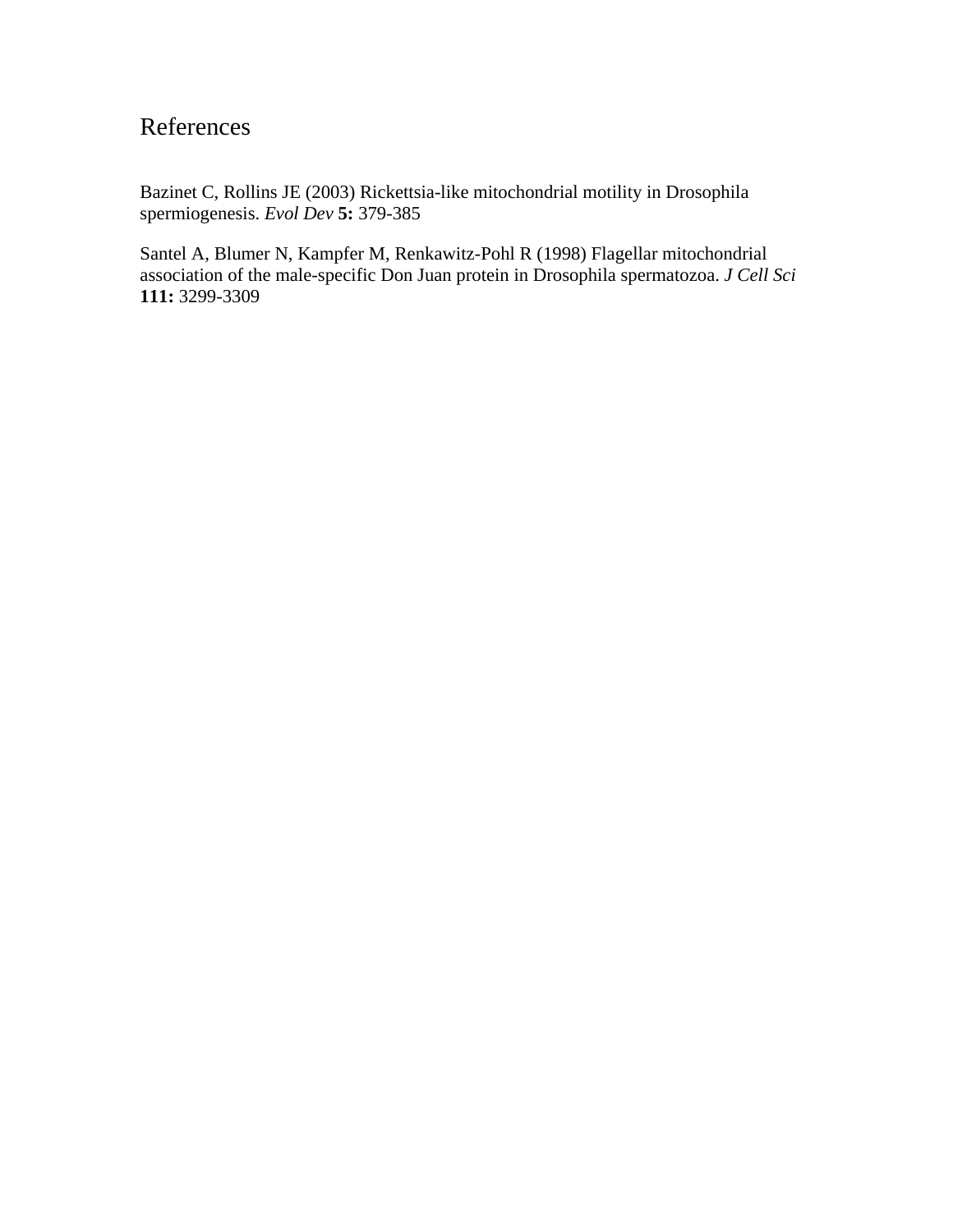# References

Bazinet C, Rollins JE (2003) Rickettsia-like mitochondrial motility in Drosophila spermiogenesis. *Evol Dev* **5:** 379-385

Santel A, Blumer N, Kampfer M, Renkawitz-Pohl R (1998) Flagellar mitochondrial association of the male-specific Don Juan protein in Drosophila spermatozoa. *J Cell Sci* **111:** 3299-3309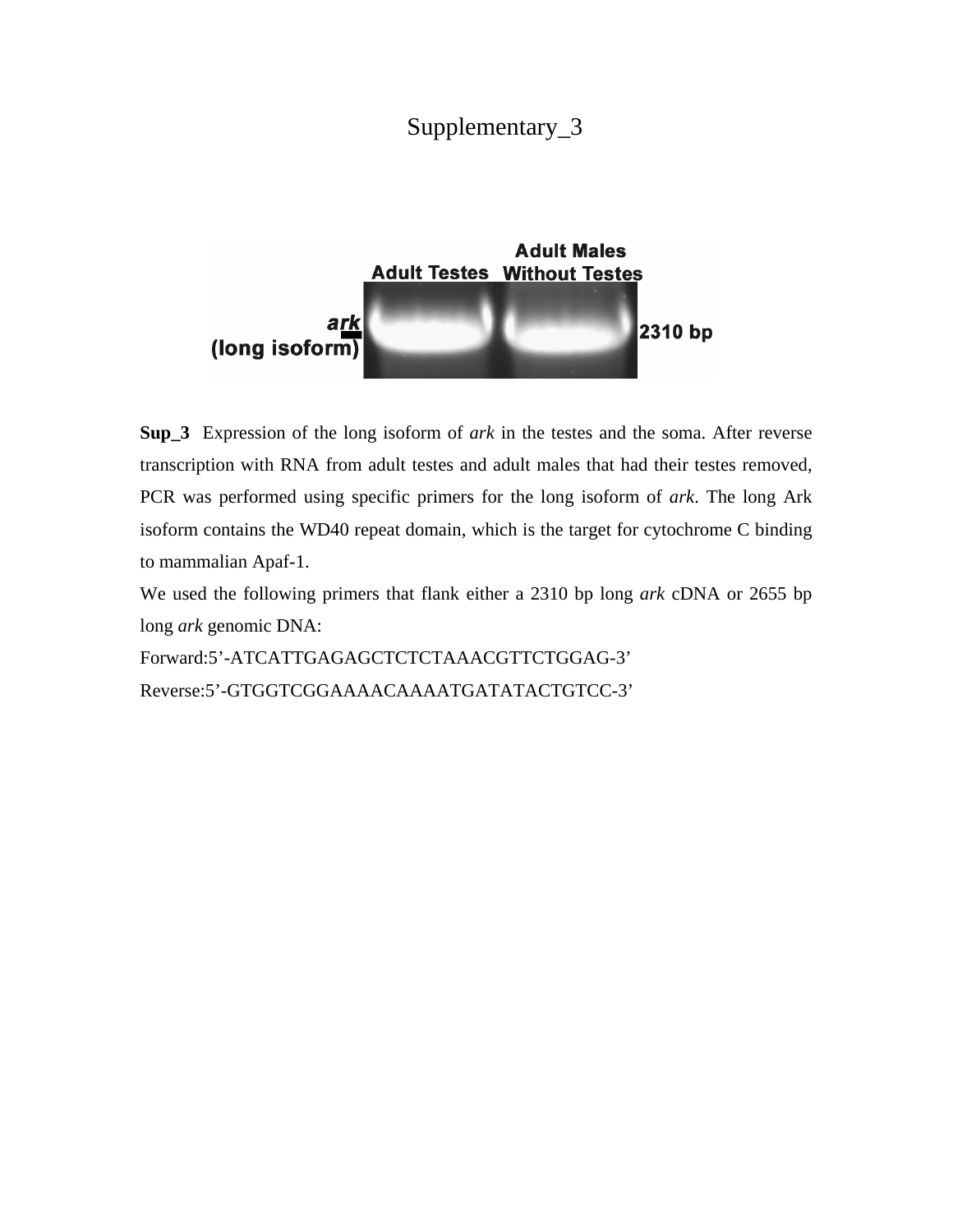# Supplementary_3

**Sup_3** Expression of the long isoform of *ark* in the testes and the soma. After reverse transcription with RNA from adult testes and adult males that had their testes removed, PCR was performed using specific primers for the long isoform of *ark*. The long Ark isoform contains the WD40 repeat domain, which is the target for cytochrome C binding to mammalian Apaf-1.

We used the following primers that flank either a 2310 bp long *ark* cDNA or 2655 bp long *ark* genomic DNA:

Forward:5'-ATCATTGAGAGCTCTCTAAACGTTCTGGAG-3'

Reverse:5'-GTGGTCGGAAAACAAAATGATATACTGTCC-3'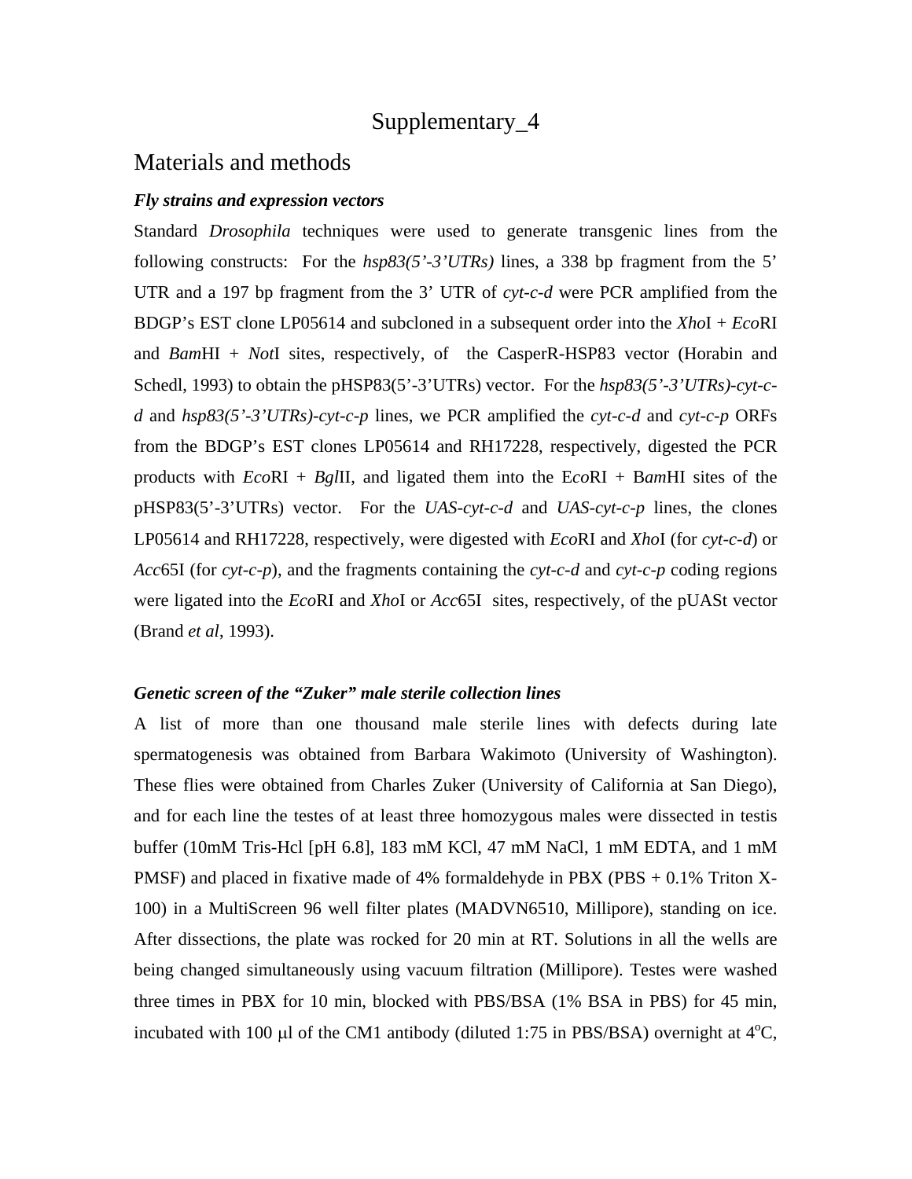# Supplementary_4

## Materials and methods

***Fly strains and expression vectors***

Standard *Drosophila* techniques were used to generate transgenic lines from the following constructs: For the *hsp83(5'-3'UTRs)* lines, a 338 bp fragment from the 5' UTR and a 197 bp fragment from the 3' UTR of *cyt-c-d* were PCR amplified from the BDGP's EST clone LP05614 and subcloned in a subsequent order into the *Xho*I + *Eco*RI and *Bam*HI + *Not*I sites, respectively, of the CasperR-HSP83 vector (Horabin and Schedl, 1993) to obtain the pHSP83(5'-3'UTRs) vector. For the *hsp83(5'-3'UTRs)-cyt-c-d* and *hsp83(5'-3'UTRs)-cyt-c-p* lines, we PCR amplified the *cyt-c-d* and *cyt-c-p* ORFs from the BDGP's EST clones LP05614 and RH17228, respectively, digested the PCR products with *Eco*RI + *Bgl*II, and ligated them into the E*co*RI + B*am*HI sites of the pHSP83(5'-3'UTRs) vector. For the *UAS-cyt-c-d* and *UAS-cyt-c-p* lines, the clones LP05614 and RH17228, respectively, were digested with *Eco*RI and *Xho*I (for *cyt-c-d*) or *Acc*65I (for *cyt-c-p*), and the fragments containing the *cyt-c-d* and *cyt-c-p* coding regions were ligated into the *Eco*RI and *Xho*I or *Acc*65I sites, respectively, of the pUASt vector (Brand *et al*, 1993).

***Genetic screen of the "Zuker" male sterile collection lines***

A list of more than one thousand male sterile lines with defects during late spermatogenesis was obtained from Barbara Wakimoto (University of Washington). These flies were obtained from Charles Zuker (University of California at San Diego), and for each line the testes of at least three homozygous males were dissected in testis buffer (10mM Tris-Hcl [pH 6.8], 183 mM KCl, 47 mM NaCl, 1 mM EDTA, and 1 mM PMSF) and placed in fixative made of 4% formaldehyde in PBX (PBS + 0.1% Triton X-100) in a MultiScreen 96 well filter plates (MADVN6510, Millipore), standing on ice. After dissections, the plate was rocked for 20 min at RT. Solutions in all the wells are being changed simultaneously using vacuum filtration (Millipore). Testes were washed three times in PBX for 10 min, blocked with PBS/BSA (1% BSA in PBS) for 45 min, incubated with 100 μl of the CM1 antibody (diluted 1:75 in PBS/BSA) overnight at 4$^{o}$C,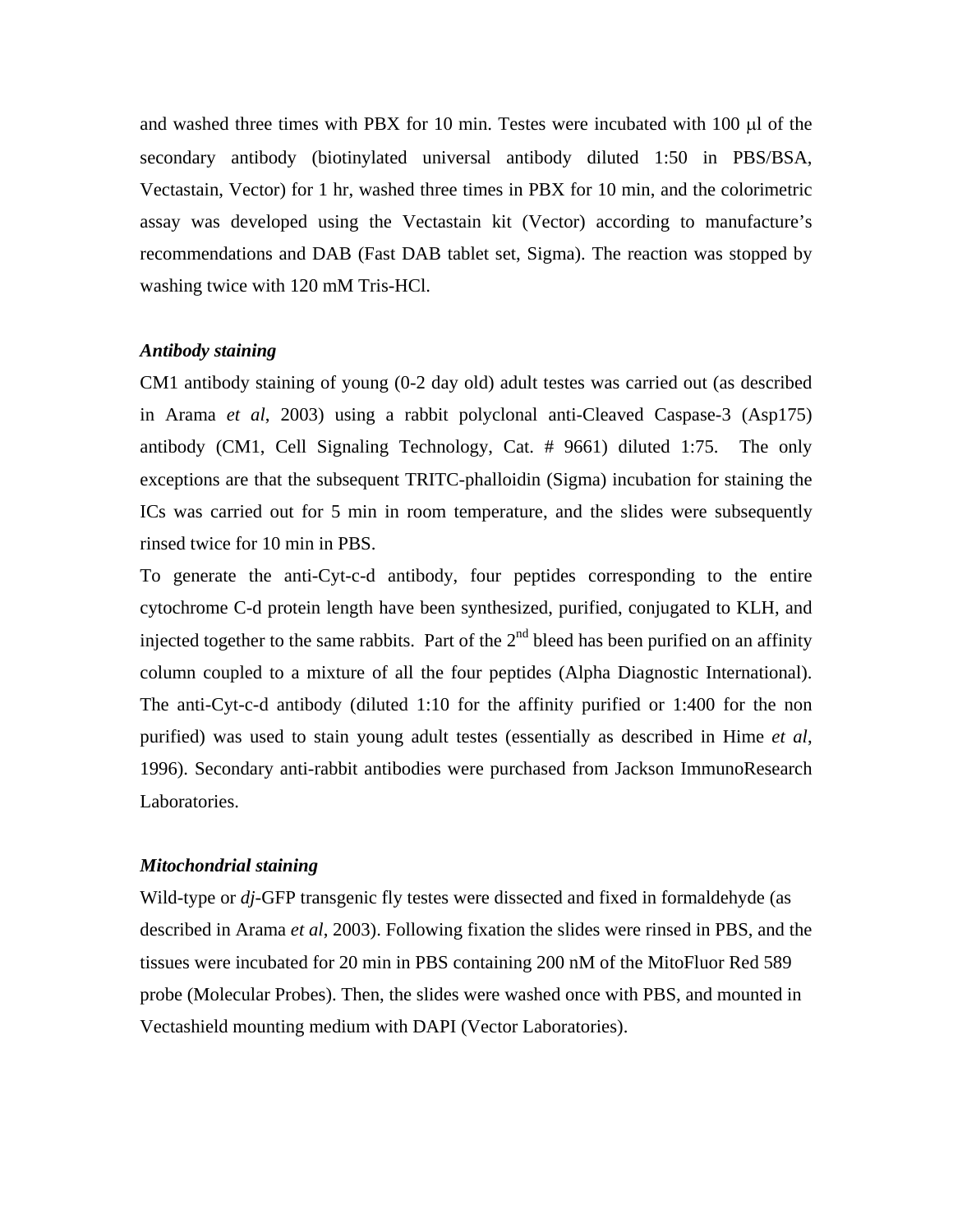and washed three times with PBX for 10 min. Testes were incubated with 100 μl of the secondary antibody (biotinylated universal antibody diluted 1:50 in PBS/BSA, Vectastain, Vector) for 1 hr, washed three times in PBX for 10 min, and the colorimetric assay was developed using the Vectastain kit (Vector) according to manufacture's recommendations and DAB (Fast DAB tablet set, Sigma). The reaction was stopped by washing twice with 120 mM Tris-HCl.

***Antibody staining***

CM1 antibody staining of young (0-2 day old) adult testes was carried out (as described in Arama *et al*, 2003) using a rabbit polyclonal anti-Cleaved Caspase-3 (Asp175) antibody (CM1, Cell Signaling Technology, Cat. # 9661) diluted 1:75. The only exceptions are that the subsequent TRITC-phalloidin (Sigma) incubation for staining the ICs was carried out for 5 min in room temperature, and the slides were subsequently rinsed twice for 10 min in PBS.

To generate the anti-Cyt-c-d antibody, four peptides corresponding to the entire cytochrome C-d protein length have been synthesized, purified, conjugated to KLH, and injected together to the same rabbits. Part of the 2nd bleed has been purified on an affinity column coupled to a mixture of all the four peptides (Alpha Diagnostic International). The anti-Cyt-c-d antibody (diluted 1:10 for the affinity purified or 1:400 for the non purified) was used to stain young adult testes (essentially as described in Hime *et al*, 1996). Secondary anti-rabbit antibodies were purchased from Jackson ImmunoResearch Laboratories.

***Mitochondrial staining***

Wild-type or *dj*-GFP transgenic fly testes were dissected and fixed in formaldehyde (as described in Arama *et al*, 2003). Following fixation the slides were rinsed in PBS, and the tissues were incubated for 20 min in PBS containing 200 nM of the MitoFluor Red 589 probe (Molecular Probes). Then, the slides were washed once with PBS, and mounted in Vectashield mounting medium with DAPI (Vector Laboratories).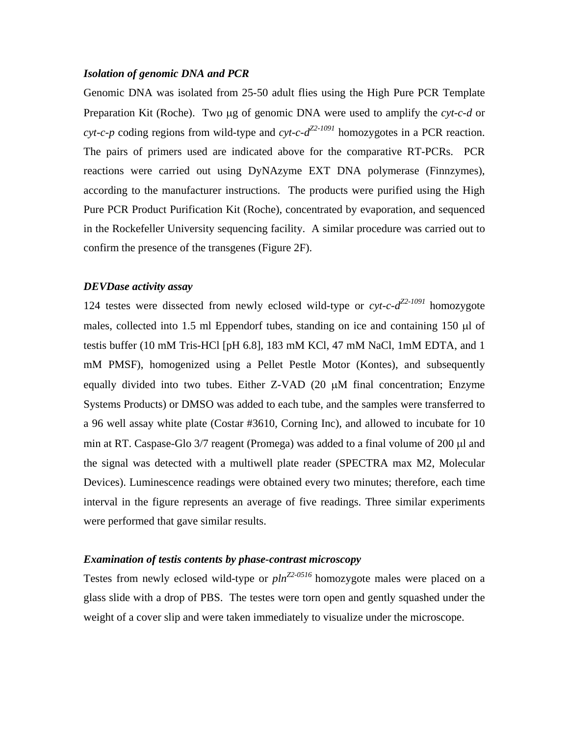***Isolation of genomic DNA and PCR***

Genomic DNA was isolated from 25-50 adult flies using the High Pure PCR Template Preparation Kit (Roche). Two μg of genomic DNA were used to amplify the *cyt-c-d* or *cyt-c-p* coding regions from wild-type and *cyt-c-d*$^{Z2\text{-}1091}$ homozygotes in a PCR reaction. The pairs of primers used are indicated above for the comparative RT-PCRs. PCR reactions were carried out using DyNAzyme EXT DNA polymerase (Finnzymes), according to the manufacturer instructions. The products were purified using the High Pure PCR Product Purification Kit (Roche), concentrated by evaporation, and sequenced in the Rockefeller University sequencing facility. A similar procedure was carried out to confirm the presence of the transgenes (Figure 2F).

***DEVDase activity assay***

124 testes were dissected from newly eclosed wild-type or *cyt-c-d*$^{Z2\text{-}1091}$ homozygote males, collected into 1.5 ml Eppendorf tubes, standing on ice and containing 150 μl of testis buffer (10 mM Tris-HCl [pH 6.8], 183 mM KCl, 47 mM NaCl, 1mM EDTA, and 1 mM PMSF), homogenized using a Pellet Pestle Motor (Kontes), and subsequently equally divided into two tubes. Either Z-VAD (20 μM final concentration; Enzyme Systems Products) or DMSO was added to each tube, and the samples were transferred to a 96 well assay white plate (Costar #3610, Corning Inc), and allowed to incubate for 10 min at RT. Caspase-Glo 3/7 reagent (Promega) was added to a final volume of 200 μl and the signal was detected with a multiwell plate reader (SPECTRA max M2, Molecular Devices). Luminescence readings were obtained every two minutes; therefore, each time interval in the figure represents an average of five readings. Three similar experiments were performed that gave similar results.

***Examination of testis contents by phase-contrast microscopy***

Testes from newly eclosed wild-type or *pln*$^{Z2\text{-}0516}$ homozygote males were placed on a glass slide with a drop of PBS. The testes were torn open and gently squashed under the weight of a cover slip and were taken immediately to visualize under the microscope.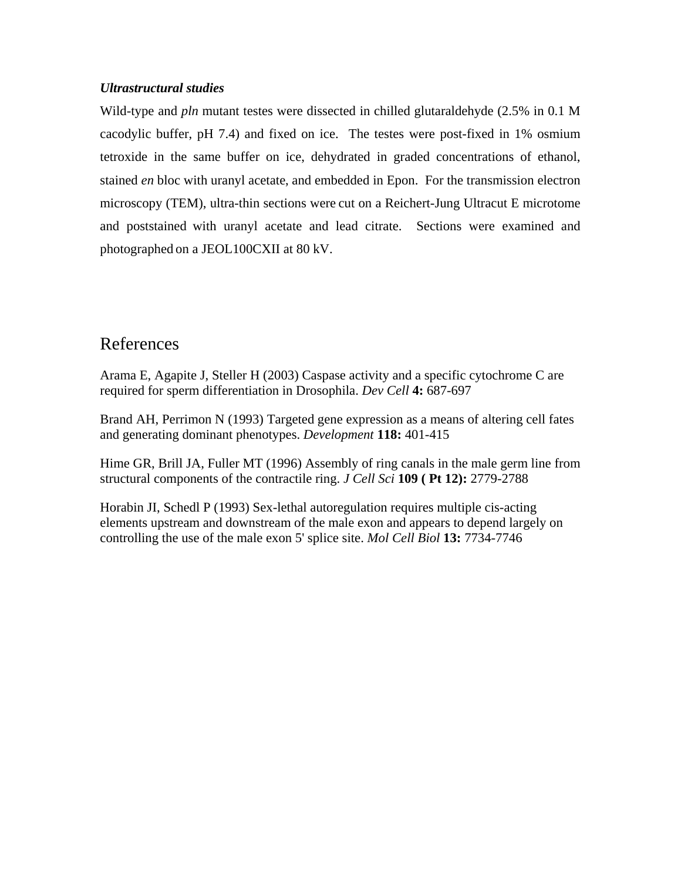### *Ultrastructural studies*

Wild-type and *pln* mutant testes were dissected in chilled glutaraldehyde (2.5% in 0.1 M cacodylic buffer, pH 7.4) and fixed on ice. The testes were post-fixed in 1% osmium tetroxide in the same buffer on ice, dehydrated in graded concentrations of ethanol, stained *en* bloc with uranyl acetate, and embedded in Epon. For the transmission electron microscopy (TEM), ultra-thin sections were cut on a Reichert-Jung Ultracut E microtome and poststained with uranyl acetate and lead citrate. Sections were examined and photographed on a JEOL100CXII at 80 kV.

## References

Arama E, Agapite J, Steller H (2003) Caspase activity and a specific cytochrome C are required for sperm differentiation in Drosophila. *Dev Cell* **4:** 687-697

Brand AH, Perrimon N (1993) Targeted gene expression as a means of altering cell fates and generating dominant phenotypes. *Development* **118:** 401-415

Hime GR, Brill JA, Fuller MT (1996) Assembly of ring canals in the male germ line from structural components of the contractile ring. *J Cell Sci* **109 ( Pt 12):** 2779-2788

Horabin JI, Schedl P (1993) Sex-lethal autoregulation requires multiple cis-acting elements upstream and downstream of the male exon and appears to depend largely on controlling the use of the male exon 5' splice site. *Mol Cell Biol* **13:** 7734-7746